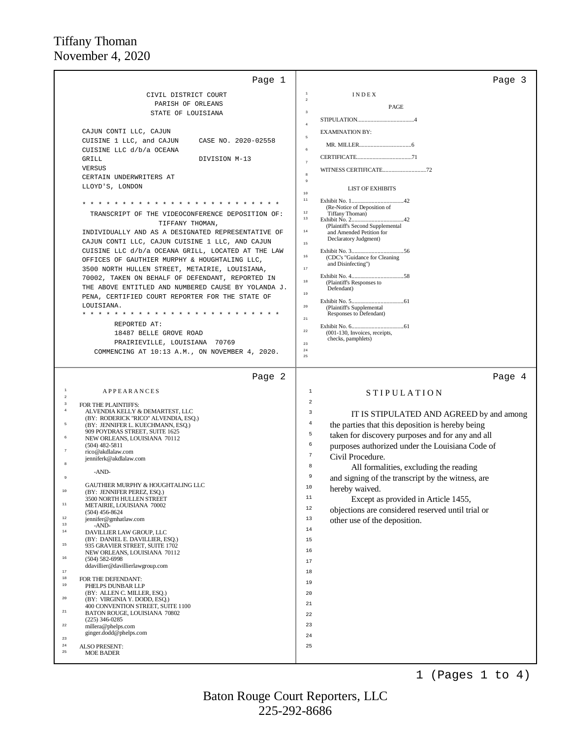## Page 1

CIVIL DISTRICT COURT
PARISH OF ORLEANS
STATE OF LOUISIANA

CAJUN CONTI LLC, CAJUN CUISINE 1 LLC, and CAJUN CUISINE LLC d/b/a OCEANA GRILL — CASE NO. 2020-02558

DIVISION M-13

VERSUS

CERTAIN UNDERWRITERS AT LLOYD'S, LONDON

* * * * * * * * * * * * * * * * * * * * * * * * * *

TRANSCRIPT OF THE VIDEOCONFERENCE DEPOSITION OF:
TIFFANY THOMAN,
INDIVIDUALLY AND AS A DESIGNATED REPRESENTATIVE OF CAJUN CONTI LLC, CAJUN CUISINE 1 LLC, AND CAJUN CUISINE LLC d/b/a OCEANA GRILL, LOCATED AT THE LAW OFFICES OF GAUTHIER MURPHY & HOUGHTALING LLC, 3500 NORTH HULLEN STREET, METAIRIE, LOUISIANA, 70002, TAKEN ON BEHALF OF DEFENDANT, REPORTED IN THE ABOVE ENTITLED AND NUMBERED CAUSE BY YOLANDA J. PENA, CERTIFIED COURT REPORTER FOR THE STATE OF LOUISIANA.

* * * * * * * * * * * * * * * * * * * * * * * * * *

REPORTED AT:
18487 BELLE GROVE ROAD
PRAIRIEVILLE, LOUISIANA 70769

COMMENCING AT 10:13 A.M., ON NOVEMBER 4, 2020.

## Page 2

APPEARANCES

FOR THE PLAINTIFFS:
ALVENDIA KELLY & DEMARTEST, LLC
(BY: RODERICK "RICO" ALVENDIA, ESQ.)
(BY: JENNIFER L. KUECHMANN, ESQ.)
909 POYDRAS STREET, SUITE 1625
NEW ORLEANS, LOUISIANA 70112
(504) 482-5811
rico@akdlalaw.com
jenniferk@akdlalaw.com

-AND-

GAUTHIER MURPHY & HOUGHTALING LLC
(BY: JENNIFER PEREZ, ESQ.)
3500 NORTH HULLEN STREET
METAIRIE, LOUISIANA 70002
(504) 456-8624
jennifer@gmhatlaw.com

-AND-

DAVILLIER LAW GROUP, LLC
(BY: DANIEL E. DAVILLIER, ESQ.)
935 GRAVIER STREET, SUITE 1702
NEW ORLEANS, LOUISIANA 70112
(504) 582-6998
ddavillier@davillierlawgroup.com

FOR THE DEFENDANT:
PHELPS DUNBAR LLP
(BY: ALLEN C. MILLER, ESQ.)
(BY: VIRGINIA Y. DODD, ESQ.)
400 CONVENTION STREET, SUITE 1100
BATON ROUGE, LOUISIANA 70802
(225) 346-0285
millera@phelps.com
ginger.dodd@phelps.com

ALSO PRESENT:
MOE BADER

## Page 3

INDEX

| | PAGE |
|---|---|
| STIPULATION | 4 |
| EXAMINATION BY: | |
| MR. MILLER | 6 |
| CERTIFICATE | 71 |
| WITNESS CERTIFICATE | 72 |

LIST OF EXHIBITS

| Exhibit | Page |
|---|---|
| Exhibit No. 1 (Re-Notice of Deposition of Tiffany Thoman) | 42 |
| Exhibit No. 2 (Plaintiff's Second Supplemental and Amended Petition for Declaratory Judgment) | 42 |
| Exhibit No. 3 (CDC's "Guidance for Cleaning and Disinfecting") | 56 |
| Exhibit No. 4 (Plaintiff's Responses to Defendant) | 58 |
| Exhibit No. 5 (Plaintiff's Supplemental Responses to Defendant) | 61 |
| Exhibit No. 6 (001-130, Invoices, receipts, checks, pamphlets) | 61 |

## Page 4

STIPULATION

IT IS STIPULATED AND AGREED by and among the parties that this deposition is hereby being taken for discovery purposes and for any and all purposes authorized under the Louisiana Code of Civil Procedure.

All formalities, excluding the reading and signing of the transcript by the witness, are hereby waived.

Except as provided in Article 1455, objections are considered reserved until trial or other use of the deposition.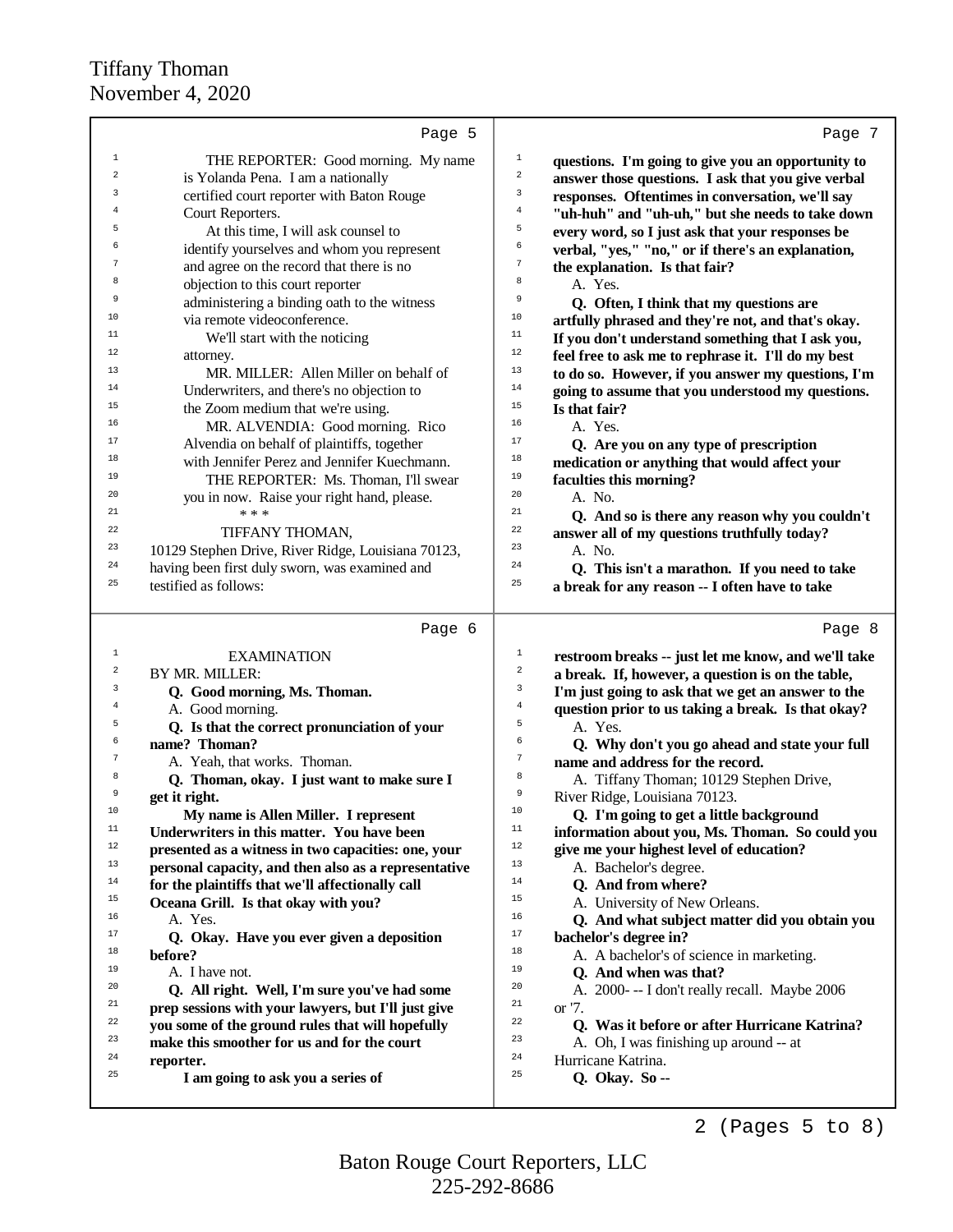Page 5

THE REPORTER: Good morning. My name is Yolanda Pena. I am a nationally certified court reporter with Baton Rouge Court Reporters.

At this time, I will ask counsel to identify yourselves and whom you represent and agree on the record that there is no objection to this court reporter administering a binding oath to the witness via remote videoconference.

We'll start with the noticing attorney.

MR. MILLER: Allen Miller on behalf of Underwriters, and there's no objection to the Zoom medium that we're using.

MR. ALVENDIA: Good morning. Rico Alvendia on behalf of plaintiffs, together with Jennifer Perez and Jennifer Kuechmann.

THE REPORTER: Ms. Thoman, I'll swear you in now. Raise your right hand, please.

\* \* \*

TIFFANY THOMAN,

10129 Stephen Drive, River Ridge, Louisiana 70123, having been first duly sworn, was examined and testified as follows:

Page 6

EXAMINATION

BY MR. MILLER:

**Q. Good morning, Ms. Thoman.**

A. Good morning.

**Q. Is that the correct pronunciation of your name? Thoman?**

A. Yeah, that works. Thoman.

**Q. Thoman, okay. I just want to make sure I get it right.**

**My name is Allen Miller. I represent Underwriters in this matter. You have been presented as a witness in two capacities: one, your personal capacity, and then also as a representative for the plaintiffs that we'll affectionately call Oceana Grill. Is that okay with you?**

A. Yes.

**Q. Okay. Have you ever given a deposition before?**

A. I have not.

**Q. All right. Well, I'm sure you've had some prep sessions with your lawyers, but I'll just give you some of the ground rules that will hopefully make this smoother for us and for the court reporter.**

**I am going to ask you a series of questions. I'm going to give you an opportunity to answer those questions. I ask that you give verbal responses. Oftentimes in conversation, we'll say "uh-huh" and "uh-uh," but she needs to take down every word, so I just ask that your responses be verbal, "yes," "no," or if there's an explanation, the explanation. Is that fair?**

Page 7

A. Yes.

**Q. Often, I think that my questions are artfully phrased and they're not, and that's okay. If you don't understand something that I ask you, feel free to ask me to rephrase it. I'll do my best to do so. However, if you answer my questions, I'm going to assume that you understood my questions. Is that fair?**

A. Yes.

**Q. Are you on any type of prescription medication or anything that would affect your faculties this morning?**

A. No.

**Q. And so is there any reason why you couldn't answer all of my questions truthfully today?**

A. No.

**Q. This isn't a marathon. If you need to take a break for any reason -- I often have to take restroom breaks -- just let me know, and we'll take a break. If, however, a question is on the table, I'm just going to ask that we get an answer to the question prior to us taking a break. Is that okay?**

Page 8

A. Yes.

**Q. Why don't you go ahead and state your full name and address for the record.**

A. Tiffany Thoman; 10129 Stephen Drive, River Ridge, Louisiana 70123.

**Q. I'm going to get a little background information about you, Ms. Thoman. So could you give me your highest level of education?**

A. Bachelor's degree.

**Q. And from where?**

A. University of New Orleans.

**Q. And what subject matter did you obtain you bachelor's degree in?**

A. A bachelor's of science in marketing.

**Q. And when was that?**

A. 2000- -- I don't really recall. Maybe 2006 or '7.

**Q. Was it before or after Hurricane Katrina?**

A. Oh, I was finishing up around -- at Hurricane Katrina.

**Q. Okay. So --**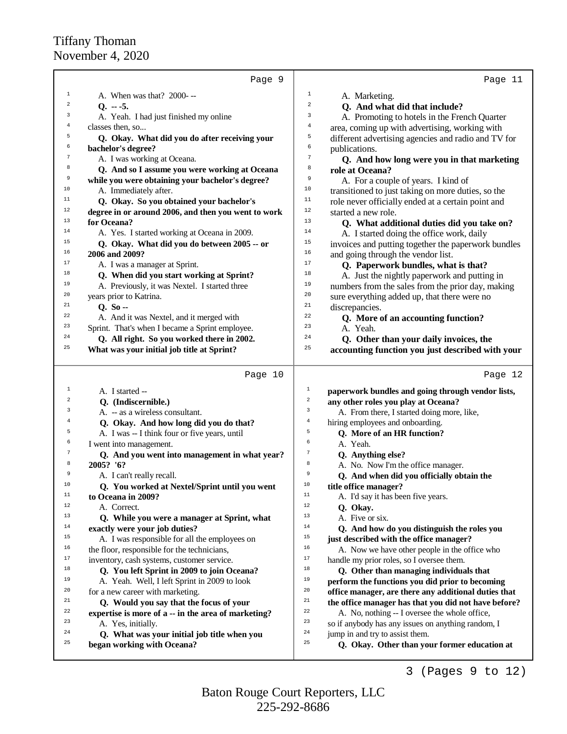Page 9

1 A. When was that? 2000- --
2 **Q. -- -5.**
3 A. Yeah. I had just finished my online
4 classes then, so...
5 **Q. Okay. What did you do after receiving your**
6 **bachelor's degree?**
7 A. I was working at Oceana.
8 **Q. And so I assume you were working at Oceana**
9 **while you were obtaining your bachelor's degree?**
10 A. Immediately after.
11 **Q. Okay. So you obtained your bachelor's**
12 **degree in or around 2006, and then you went to work**
13 **for Oceana?**
14 A. Yes. I started working at Oceana in 2009.
15 **Q. Okay. What did you do between 2005 -- or**
16 **2006 and 2009?**
17 A. I was a manager at Sprint.
18 **Q. When did you start working at Sprint?**
19 A. Previously, it was Nextel. I started three
20 years prior to Katrina.
21 **Q. So --**
22 A. And it was Nextel, and it merged with
23 Sprint. That's when I became a Sprint employee.
24 **Q. All right. So you worked there in 2002.**
25 **What was your initial job title at Sprint?**

Page 10

1 A. I started --
2 **Q. (Indiscernible.)**
3 A. -- as a wireless consultant.
4 **Q. Okay. And how long did you do that?**
5 A. I was -- I think four or five years, until
6 I went into management.
7 **Q. And you went into management in what year?**
8 **2005? '6?**
9 A. I can't really recall.
10 **Q. You worked at Nextel/Sprint until you went**
11 **to Oceana in 2009?**
12 A. Correct.
13 **Q. While you were a manager at Sprint, what**
14 **exactly were your job duties?**
15 A. I was responsible for all the employees on
16 the floor, responsible for the technicians,
17 inventory, cash systems, customer service.
18 **Q. You left Sprint in 2009 to join Oceana?**
19 A. Yeah. Well, I left Sprint in 2009 to look
20 for a new career with marketing.
21 **Q. Would you say that the focus of your**
22 **expertise is more of a -- in the area of marketing?**
23 A. Yes, initially.
24 **Q. What was your initial job title when you**
25 **began working with Oceana?**

Page 11

1 A. Marketing.
2 **Q. And what did that include?**
3 A. Promoting to hotels in the French Quarter
4 area, coming up with advertising, working with
5 different advertising agencies and radio and TV for
6 publications.
7 **Q. And how long were you in that marketing**
8 **role at Oceana?**
9 A. For a couple of years. I kind of
10 transitioned to just taking on more duties, so the
11 role never officially ended at a certain point and
12 started a new role.
13 **Q. What additional duties did you take on?**
14 A. I started doing the office work, daily
15 invoices and putting together the paperwork bundles
16 and going through the vendor list.
17 **Q. Paperwork bundles, what is that?**
18 A. Just the nightly paperwork and putting in
19 numbers from the sales from the prior day, making
20 sure everything added up, that there were no
21 discrepancies.
22 **Q. More of an accounting function?**
23 A. Yeah.
24 **Q. Other than your daily invoices, the**
25 **accounting function you just described with your**

Page 12

1 **paperwork bundles and going through vendor lists,**
2 **any other roles you play at Oceana?**
3 A. From there, I started doing more, like,
4 hiring employees and onboarding.
5 **Q. More of an HR function?**
6 A. Yeah.
7 **Q. Anything else?**
8 A. No. Now I'm the office manager.
9 **Q. And when did you officially obtain the**
10 **title office manager?**
11 A. I'd say it has been five years.
12 **Q. Okay.**
13 A. Five or six.
14 **Q. And how do you distinguish the roles you**
15 **just described with the office manager?**
16 A. Now we have other people in the office who
17 handle my prior roles, so I oversee them.
18 **Q. Other than managing individuals that**
19 **perform the functions you did prior to becoming**
20 **office manager, are there any additional duties that**
21 **the office manager has that you did not have before?**
22 A. No, nothing -- I oversee the whole office,
23 so if anybody has any issues on anything random, I
24 jump in and try to assist them.
25 **Q. Okay. Other than your former education at**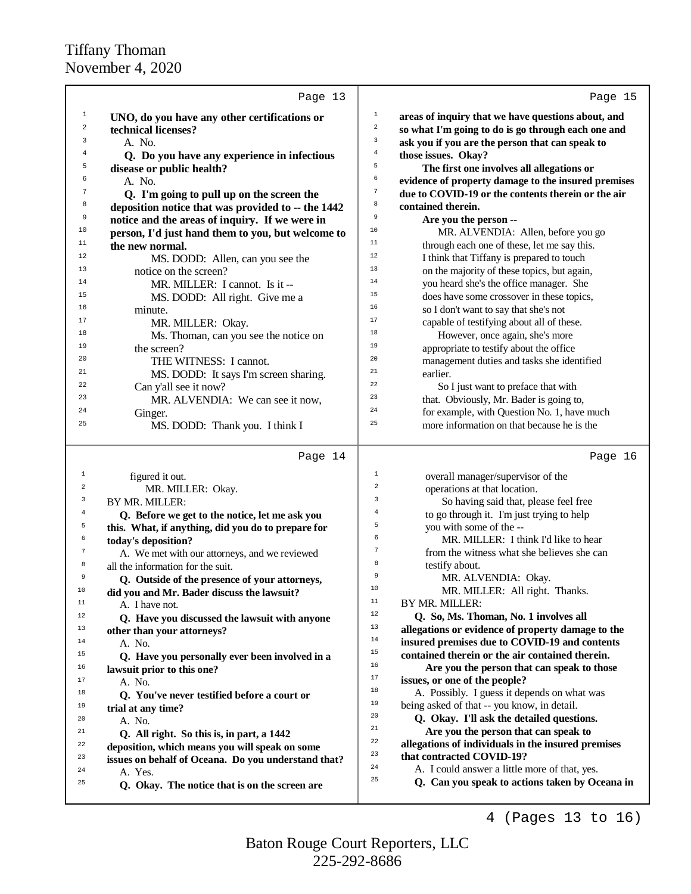Page 13

UNO, do you have any other certifications or technical licenses?

A. No.

**Q. Do you have any experience in infectious disease or public health?**

A. No.

**Q. I'm going to pull up on the screen the deposition notice that was provided to -- the 1442 notice and the areas of inquiry. If we were in person, I'd just hand them to you, but welcome to the new normal.**

MS. DODD: Allen, can you see the notice on the screen?

MR. MILLER: I cannot. Is it --

MS. DODD: All right. Give me a minute.

MR. MILLER: Okay.

Ms. Thoman, can you see the notice on the screen?

THE WITNESS: I cannot.

MS. DODD: It says I'm screen sharing. Can y'all see it now?

MR. ALVENDIA: We can see it now, Ginger.

MS. DODD: Thank you. I think I

Page 14

figured it out.

MR. MILLER: Okay.

BY MR. MILLER:

**Q. Before we get to the notice, let me ask you this. What, if anything, did you do to prepare for today's deposition?**

A. We met with our attorneys, and we reviewed all the information for the suit.

**Q. Outside of the presence of your attorneys, did you and Mr. Bader discuss the lawsuit?**

A. I have not.

**Q. Have you discussed the lawsuit with anyone other than your attorneys?**

A. No.

**Q. Have you personally ever been involved in a lawsuit prior to this one?**

A. No.

**Q. You've never testified before a court or trial at any time?**

A. No.

**Q. All right. So this is, in part, a 1442 deposition, which means you will speak on some issues on behalf of Oceana. Do you understand that?**

A. Yes.

**Q. Okay. The notice that is on the screen are**

Page 15

**areas of inquiry that we have questions about, and so what I'm going to do is go through each one and ask you if you are the person that can speak to those issues. Okay?**

**The first one involves all allegations or evidence of property damage to the insured premises due to COVID-19 or the contents therein or the air contained therein.**

**Are you the person --**

MR. ALVENDIA: Allen, before you go through each one of these, let me say this. I think that Tiffany is prepared to touch on the majority of these topics, but again, you heard she's the office manager. She does have some crossover in these topics, so I don't want to say that she's not capable of testifying about all of these.

However, once again, she's more appropriate to testify about the office management duties and tasks she identified earlier.

So I just want to preface that with that. Obviously, Mr. Bader is going to, for example, with Question No. 1, have much more information on that because he is the

Page 16

overall manager/supervisor of the operations at that location.

So having said that, please feel free to go through it. I'm just trying to help you with some of the --

MR. MILLER: I think I'd like to hear from the witness what she believes she can testify about.

MR. ALVENDIA: Okay.

MR. MILLER: All right. Thanks.

BY MR. MILLER:

**Q. So, Ms. Thoman, No. 1 involves all allegations or evidence of property damage to the insured premises due to COVID-19 and contents contained therein or the air contained therein.**

**Are you the person that can speak to those issues, or one of the people?**

A. Possibly. I guess it depends on what was being asked of that -- you know, in detail.

**Q. Okay. I'll ask the detailed questions.**

**Are you the person that can speak to allegations of individuals in the insured premises that contracted COVID-19?**

A. I could answer a little more of that, yes.

**Q. Can you speak to actions taken by Oceana in**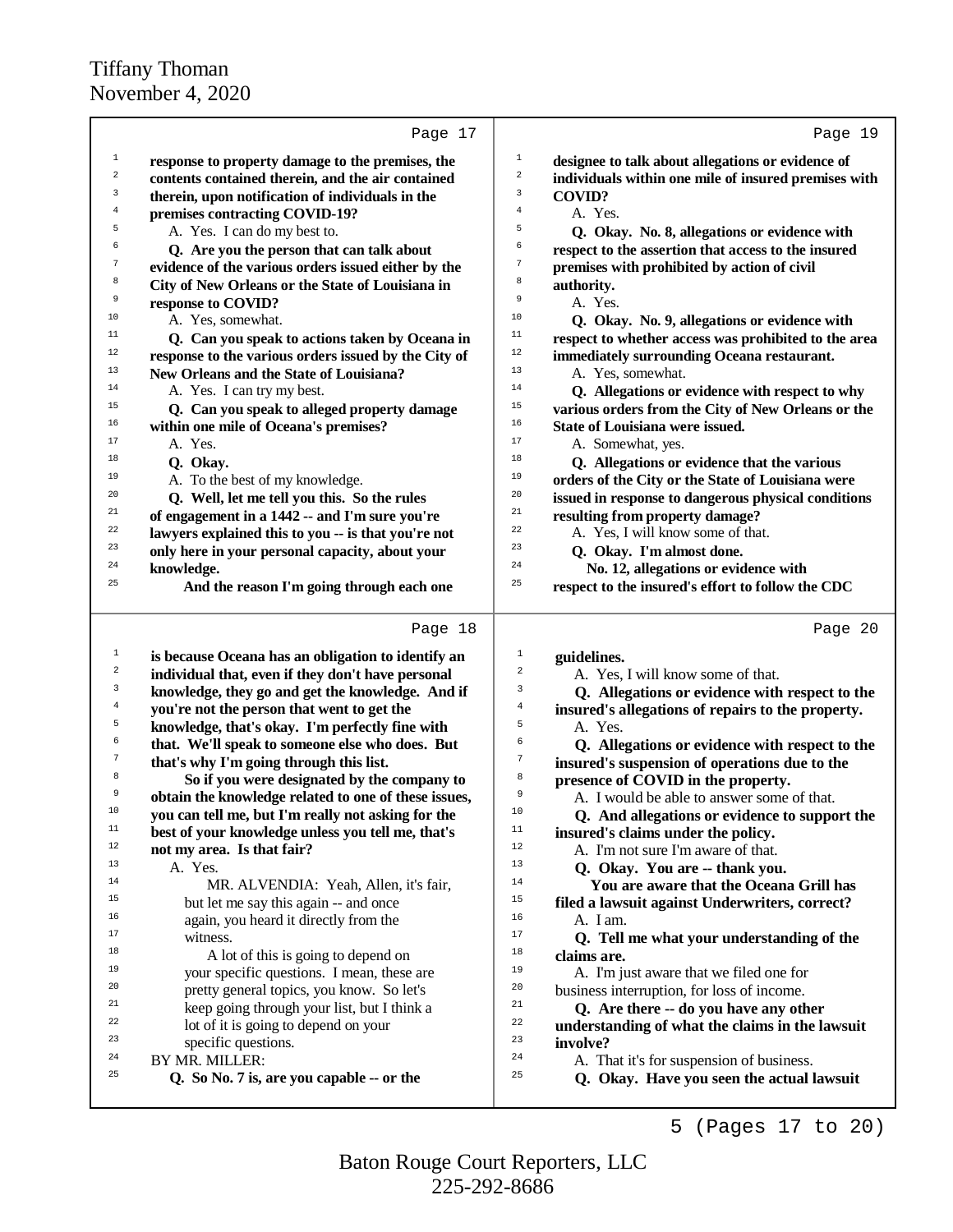Page 17

1 **response to property damage to the premises, the**
2 **contents contained therein, and the air contained**
3 **therein, upon notification of individuals in the**
4 **premises contracting COVID-19?**
5 A. Yes. I can do my best to.
6 **Q. Are you the person that can talk about**
7 **evidence of the various orders issued either by the**
8 **City of New Orleans or the State of Louisiana in**
9 **response to COVID?**
10 A. Yes, somewhat.
11 **Q. Can you speak to actions taken by Oceana in**
12 **response to the various orders issued by the City of**
13 **New Orleans and the State of Louisiana?**
14 A. Yes. I can try my best.
15 **Q. Can you speak to alleged property damage**
16 **within one mile of Oceana's premises?**
17 A. Yes.
18 **Q. Okay.**
19 A. To the best of my knowledge.
20 **Q. Well, let me tell you this. So the rules**
21 **of engagement in a 1442 -- and I'm sure you're**
22 **lawyers explained this to you -- is that you're not**
23 **only here in your personal capacity, about your**
24 **knowledge.**
25 **And the reason I'm going through each one**

Page 18

1 **is because Oceana has an obligation to identify an**
2 **individual that, even if they don't have personal**
3 **knowledge, they go and get the knowledge. And if**
4 **you're not the person that went to get the**
5 **knowledge, that's okay. I'm perfectly fine with**
6 **that. We'll speak to someone else who does. But**
7 **that's why I'm going through this list.**
8 **So if you were designated by the company to**
9 **obtain the knowledge related to one of these issues,**
10 **you can tell me, but I'm really not asking for the**
11 **best of your knowledge unless you tell me, that's**
12 **not my area. Is that fair?**
13 A. Yes.
14 MR. ALVENDIA: Yeah, Allen, it's fair,
15 but let me say this again -- and once
16 again, you heard it directly from the
17 witness.
18 A lot of this is going to depend on
19 your specific questions. I mean, these are
20 pretty general topics, you know. So let's
21 keep going through your list, but I think a
22 lot of it is going to depend on your
23 specific questions.
24 BY MR. MILLER:
25 **Q. So No. 7 is, are you capable -- or the**

Page 19

1 **designee to talk about allegations or evidence of**
2 **individuals within one mile of insured premises with**
3 **COVID?**
4 A. Yes.
5 **Q. Okay. No. 8, allegations or evidence with**
6 **respect to the assertion that access to the insured**
7 **premises with prohibited by action of civil**
8 **authority.**
9 A. Yes.
10 **Q. Okay. No. 9, allegations or evidence with**
11 **respect to whether access was prohibited to the area**
12 **immediately surrounding Oceana restaurant.**
13 A. Yes, somewhat.
14 **Q. Allegations or evidence with respect to why**
15 **various orders from the City of New Orleans or the**
16 **State of Louisiana were issued.**
17 A. Somewhat, yes.
18 **Q. Allegations or evidence that the various**
19 **orders of the City or the State of Louisiana were**
20 **issued in response to dangerous physical conditions**
21 **resulting from property damage?**
22 A. Yes, I will know some of that.
23 **Q. Okay. I'm almost done.**
24 **No. 12, allegations or evidence with**
25 **respect to the insured's effort to follow the CDC**

Page 20

1 **guidelines.**
2 A. Yes, I will know some of that.
3 **Q. Allegations or evidence with respect to the**
4 **insured's allegations of repairs to the property.**
5 A. Yes.
6 **Q. Allegations or evidence with respect to the**
7 **insured's suspension of operations due to the**
8 **presence of COVID in the property.**
9 A. I would be able to answer some of that.
10 **Q. And allegations or evidence to support the**
11 **insured's claims under the policy.**
12 A. I'm not sure I'm aware of that.
13 **Q. Okay. You are -- thank you.**
14 **You are aware that the Oceana Grill has**
15 **filed a lawsuit against Underwriters, correct?**
16 A. I am.
17 **Q. Tell me what your understanding of the**
18 **claims are.**
19 A. I'm just aware that we filed one for
20 business interruption, for loss of income.
21 **Q. Are there -- do you have any other**
22 **understanding of what the claims in the lawsuit**
23 **involve?**
24 A. That it's for suspension of business.
25 **Q. Okay. Have you seen the actual lawsuit**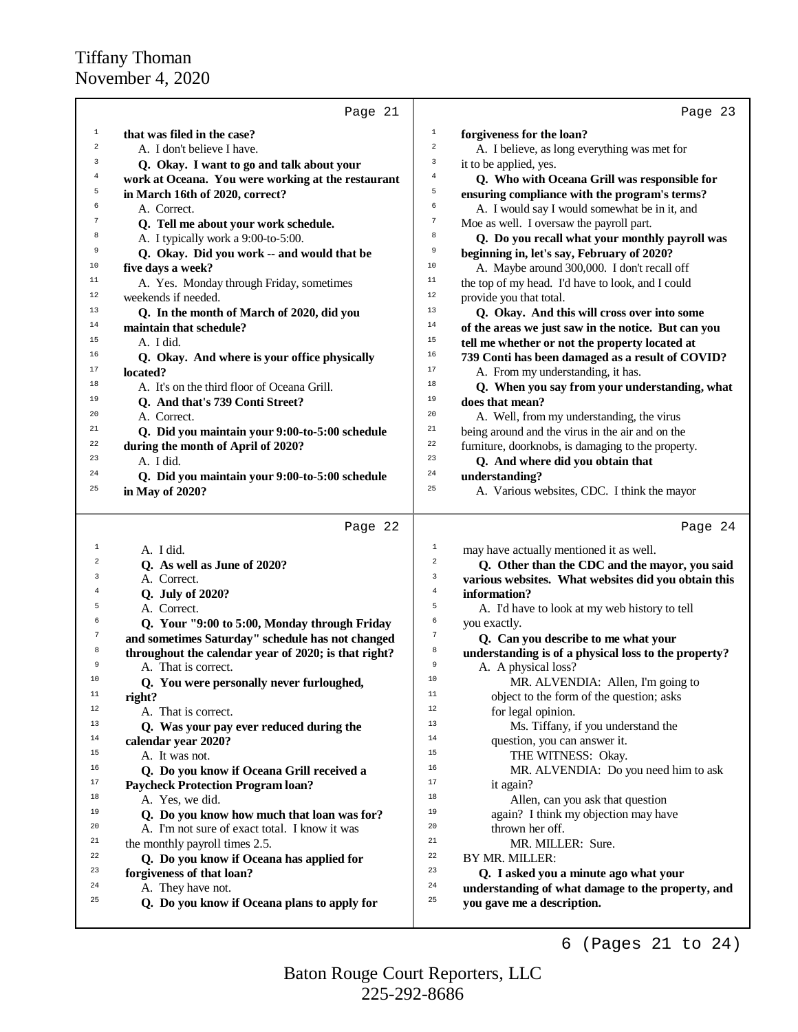Page 21

1 **that was filed in the case?**
2 A. I don't believe I have.
3 **Q. Okay. I want to go and talk about your**
4 **work at Oceana. You were working at the restaurant**
5 **in March 16th of 2020, correct?**
6 A. Correct.
7 **Q. Tell me about your work schedule.**
8 A. I typically work a 9:00-to-5:00.
9 **Q. Okay. Did you work -- and would that be**
10 **five days a week?**
11 A. Yes. Monday through Friday, sometimes
12 weekends if needed.
13 **Q. In the month of March of 2020, did you**
14 **maintain that schedule?**
15 A. I did.
16 **Q. Okay. And where is your office physically**
17 **located?**
18 A. It's on the third floor of Oceana Grill.
19 **Q. And that's 739 Conti Street?**
20 A. Correct.
21 **Q. Did you maintain your 9:00-to-5:00 schedule**
22 **during the month of April of 2020?**
23 A. I did.
24 **Q. Did you maintain your 9:00-to-5:00 schedule**
25 **in May of 2020?**

Page 22

1 A. I did.
2 **Q. As well as June of 2020?**
3 A. Correct.
4 **Q. July of 2020?**
5 A. Correct.
6 **Q. Your "9:00 to 5:00, Monday through Friday**
7 **and sometimes Saturday" schedule has not changed**
8 **throughout the calendar year of 2020; is that right?**
9 A. That is correct.
10 **Q. You were personally never furloughed,**
11 **right?**
12 A. That is correct.
13 **Q. Was your pay ever reduced during the**
14 **calendar year 2020?**
15 A. It was not.
16 **Q. Do you know if Oceana Grill received a**
17 **Paycheck Protection Program loan?**
18 A. Yes, we did.
19 **Q. Do you know how much that loan was for?**
20 A. I'm not sure of exact total. I know it was
21 the monthly payroll times 2.5.
22 **Q. Do you know if Oceana has applied for**
23 **forgiveness of that loan?**
24 A. They have not.
25 **Q. Do you know if Oceana plans to apply for**

Page 23

1 **forgiveness for the loan?**
2 A. I believe, as long everything was met for
3 it to be applied, yes.
4 **Q. Who with Oceana Grill was responsible for**
5 **ensuring compliance with the program's terms?**
6 A. I would say I would somewhat be in it, and
7 Moe as well. I oversaw the payroll part.
8 **Q. Do you recall what your monthly payroll was**
9 **beginning in, let's say, February of 2020?**
10 A. Maybe around 300,000. I don't recall off
11 the top of my head. I'd have to look, and I could
12 provide you that total.
13 **Q. Okay. And this will cross over into some**
14 **of the areas we just saw in the notice. But can you**
15 **tell me whether or not the property located at**
16 **739 Conti has been damaged as a result of COVID?**
17 A. From my understanding, it has.
18 **Q. When you say from your understanding, what**
19 **does that mean?**
20 A. Well, from my understanding, the virus
21 being around and the virus in the air and on the
22 furniture, doorknobs, is damaging to the property.
23 **Q. And where did you obtain that**
24 **understanding?**
25 A. Various websites, CDC. I think the mayor

Page 24

1 may have actually mentioned it as well.
2 **Q. Other than the CDC and the mayor, you said**
3 **various websites. What websites did you obtain this**
4 **information?**
5 A. I'd have to look at my web history to tell
6 you exactly.
7 **Q. Can you describe to me what your**
8 **understanding is of a physical loss to the property?**
9 A. A physical loss?
10 MR. ALVENDIA: Allen, I'm going to
11 object to the form of the question; asks
12 for legal opinion.
13 Ms. Tiffany, if you understand the
14 question, you can answer it.
15 THE WITNESS: Okay.
16 MR. ALVENDIA: Do you need him to ask
17 it again?
18 Allen, can you ask that question
19 again? I think my objection may have
20 thrown her off.
21 MR. MILLER: Sure.
22 BY MR. MILLER:
23 **Q. I asked you a minute ago what your**
24 **understanding of what damage to the property, and**
25 **you gave me a description.**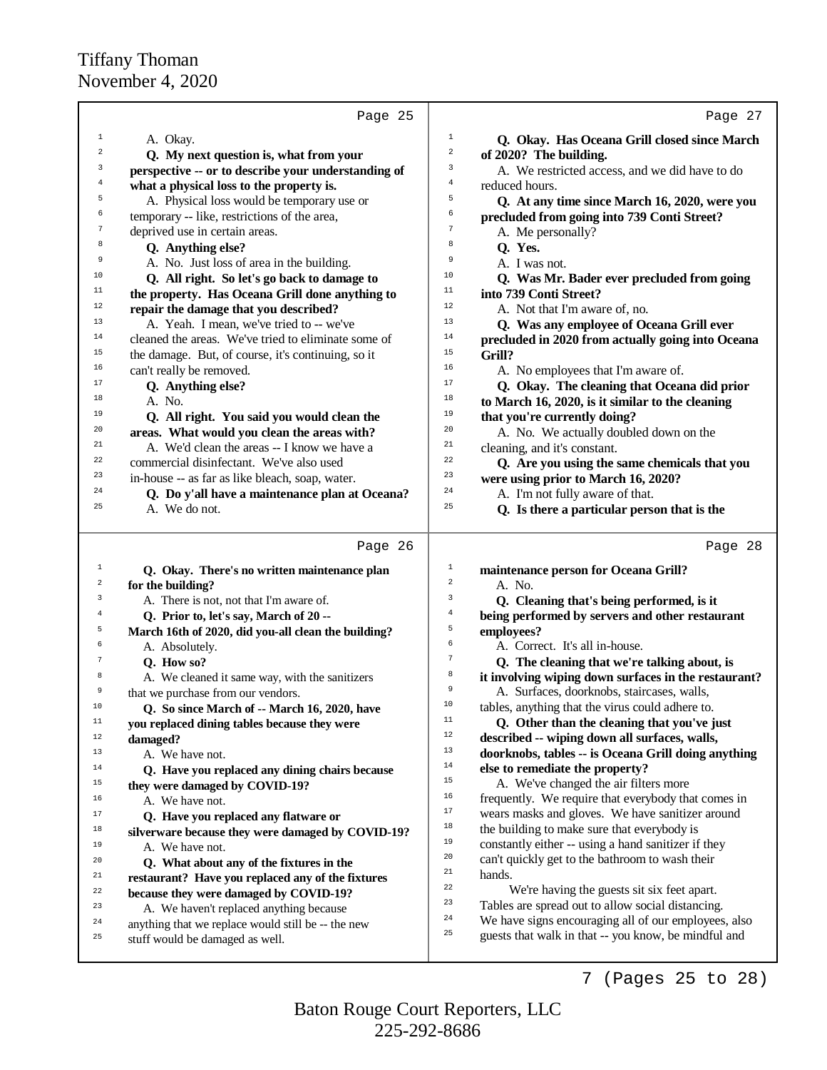Page 25

A. Okay.

**Q. My next question is, what from your perspective -- or to describe your understanding of what a physical loss to the property is.**

A. Physical loss would be temporary use or temporary -- like, restrictions of the area, deprived use in certain areas.

**Q. Anything else?**

A. No. Just loss of area in the building.

**Q. All right. So let's go back to damage to the property. Has Oceana Grill done anything to repair the damage that you described?**

A. Yeah. I mean, we've tried to -- we've cleaned the areas. We've tried to eliminate some of the damage. But, of course, it's continuing, so it can't really be removed.

**Q. Anything else?**

A. No.

**Q. All right. You said you would clean the areas. What would you clean the areas with?**

A. We'd clean the areas -- I know we have a commercial disinfectant. We've also used in-house -- as far as like bleach, soap, water.

**Q. Do y'all have a maintenance plan at Oceana?**

A. We do not.

Page 26

**Q. Okay. There's no written maintenance plan for the building?**

A. There is not, not that I'm aware of.

**Q. Prior to, let's say, March of 20 -- March 16th of 2020, did you-all clean the building?**

A. Absolutely.

**Q. How so?**

A. We cleaned it same way, with the sanitizers that we purchase from our vendors.

**Q. So since March of -- March 16, 2020, have you replaced dining tables because they were damaged?**

A. We have not.

**Q. Have you replaced any dining chairs because they were damaged by COVID-19?**

A. We have not.

**Q. Have you replaced any flatware or silverware because they were damaged by COVID-19?**

A. We have not.

**Q. What about any of the fixtures in the restaurant? Have you replaced any of the fixtures because they were damaged by COVID-19?**

A. We haven't replaced anything because anything that we replace would still be -- the new stuff would be damaged as well.

Page 27

**Q. Okay. Has Oceana Grill closed since March of 2020? The building.**

A. We restricted access, and we did have to do reduced hours.

**Q. At any time since March 16, 2020, were you precluded from going into 739 Conti Street?**

A. Me personally?

**Q. Yes.**

A. I was not.

**Q. Was Mr. Bader ever precluded from going into 739 Conti Street?**

A. Not that I'm aware of, no.

**Q. Was any employee of Oceana Grill ever precluded in 2020 from actually going into Oceana Grill?**

A. No employees that I'm aware of.

**Q. Okay. The cleaning that Oceana did prior to March 16, 2020, is it similar to the cleaning that you're currently doing?**

A. No. We actually doubled down on the cleaning, and it's constant.

**Q. Are you using the same chemicals that you were using prior to March 16, 2020?**

A. I'm not fully aware of that.

**Q. Is there a particular person that is the**

Page 28

**maintenance person for Oceana Grill?**

A. No.

**Q. Cleaning that's being performed, is it being performed by servers and other restaurant employees?**

A. Correct. It's all in-house.

**Q. The cleaning that we're talking about, is it involving wiping down surfaces in the restaurant?**

A. Surfaces, doorknobs, staircases, walls, tables, anything that the virus could adhere to.

**Q. Other than the cleaning that you've just described -- wiping down all surfaces, walls, doorknobs, tables -- is Oceana Grill doing anything else to remediate the property?**

A. We've changed the air filters more frequently. We require that everybody that comes in wears masks and gloves. We have sanitizer around the building to make sure that everybody is constantly either -- using a hand sanitizer if they can't quickly get to the bathroom to wash their hands.

We're having the guests sit six feet apart. Tables are spread out to allow social distancing. We have signs encouraging all of our employees, also guests that walk in that -- you know, be mindful and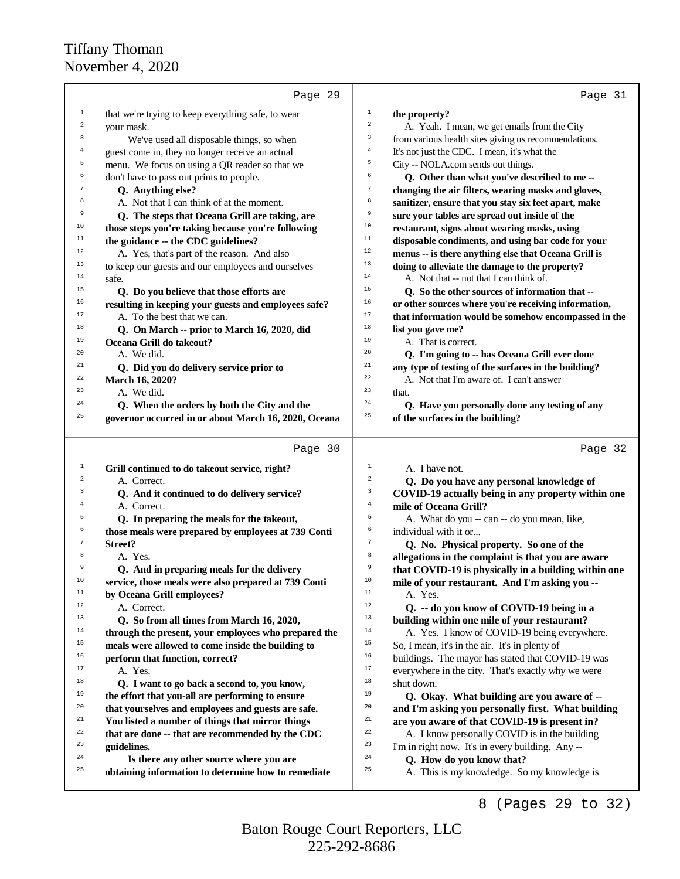## Page 29

1 that we're trying to keep everything safe, to wear
2 your mask.
3 We've used all disposable things, so when
4 guest come in, they no longer receive an actual
5 menu. We focus on using a QR reader so that we
6 don't have to pass out prints to people.
7 **Q. Anything else?**
8 A. Not that I can think of at the moment.
9 **Q. The steps that Oceana Grill are taking, are**
10 **those steps you're taking because you're following**
11 **the guidance -- the CDC guidelines?**
12 A. Yes, that's part of the reason. And also
13 to keep our guests and our employees and ourselves
14 safe.
15 **Q. Do you believe that those efforts are**
16 **resulting in keeping your guests and employees safe?**
17 A. To the best that we can.
18 **Q. On March -- prior to March 16, 2020, did**
19 **Oceana Grill do takeout?**
20 A. We did.
21 **Q. Did you do delivery service prior to**
22 **March 16, 2020?**
23 A. We did.
24 **Q. When the orders by both the City and the**
25 **governor occurred in or about March 16, 2020, Oceana**

## Page 30

1 **Grill continued to do takeout service, right?**
2 A. Correct.
3 **Q. And it continued to do delivery service?**
4 A. Correct.
5 **Q. In preparing the meals for the takeout,**
6 **those meals were prepared by employees at 739 Conti**
7 **Street?**
8 A. Yes.
9 **Q. And in preparing meals for the delivery**
10 **service, those meals were also prepared at 739 Conti**
11 **by Oceana Grill employees?**
12 A. Correct.
13 **Q. So from all times from March 16, 2020,**
14 **through the present, your employees who prepared the**
15 **meals were allowed to come inside the building to**
16 **perform that function, correct?**
17 A. Yes.
18 **Q. I want to go back a second to, you know,**
19 **the effort that you-all are performing to ensure**
20 **that yourselves and employees and guests are safe.**
21 **You listed a number of things that mirror things**
22 **that are done -- that are recommended by the CDC**
23 **guidelines.**
24 **Is there any other source where you are**
25 **obtaining information to determine how to remediate**

## Page 31

1 **the property?**
2 A. Yeah. I mean, we get emails from the City
3 from various health sites giving us recommendations.
4 It's not just the CDC. I mean, it's what the
5 City -- NOLA.com sends out things.
6 **Q. Other than what you've described to me --**
7 **changing the air filters, wearing masks and gloves,**
8 **sanitizer, ensure that you stay six feet apart, make**
9 **sure your tables are spread out inside of the**
10 **restaurant, signs about wearing masks, using**
11 **disposable condiments, and using bar code for your**
12 **menus -- is there anything else that Oceana Grill is**
13 **doing to alleviate the damage to the property?**
14 A. Not that -- not that I can think of.
15 **Q. So the other sources of information that --**
16 **or other sources where you're receiving information,**
17 **that information would be somehow encompassed in the**
18 **list you gave me?**
19 A. That is correct.
20 **Q. I'm going to -- has Oceana Grill ever done**
21 **any type of testing of the surfaces in the building?**
22 A. Not that I'm aware of. I can't answer
23 that.
24 **Q. Have you personally done any testing of any**
25 **of the surfaces in the building?**

## Page 32

1 A. I have not.
2 **Q. Do you have any personal knowledge of**
3 **COVID-19 actually being in any property within one**
4 **mile of Oceana Grill?**
5 A. What do you -- can -- do you mean, like,
6 individual with it or...
7 **Q. No. Physical property. So one of the**
8 **allegations in the complaint is that you are aware**
9 **that COVID-19 is physically in a building within one**
10 **mile of your restaurant. And I'm asking you --**
11 A. Yes.
12 **Q. -- do you know of COVID-19 being in a**
13 **building within one mile of your restaurant?**
14 A. Yes. I know of COVID-19 being everywhere.
15 So, I mean, it's in the air. It's in plenty of
16 buildings. The mayor has stated that COVID-19 was
17 everywhere in the city. That's exactly why we were
18 shut down.
19 **Q. Okay. What building are you aware of --**
20 **and I'm asking you personally first. What building**
21 **are you aware of that COVID-19 is present in?**
22 A. I know personally COVID is in the building
23 I'm in right now. It's in every building. Any --
24 **Q. How do you know that?**
25 A. This is my knowledge. So my knowledge is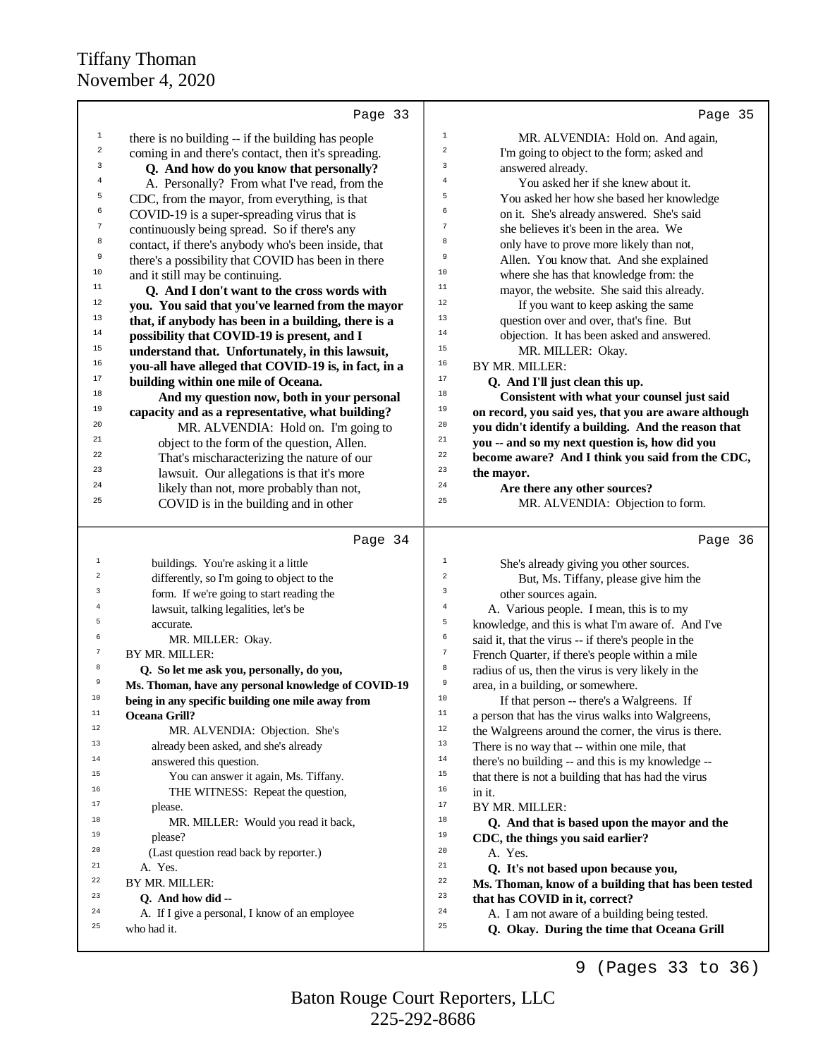Page 33

1 there is no building -- if the building has people
2 coming in and there's contact, then it's spreading.
3 **Q. And how do you know that personally?**
4 A. Personally? From what I've read, from the
5 CDC, from the mayor, from everything, is that
6 COVID-19 is a super-spreading virus that is
7 continuously being spread. So if there's any
8 contact, if there's anybody who's been inside, that
9 there's a possibility that COVID has been in there
10 and it still may be continuing.
11 **Q. And I don't want to the cross words with**
12 **you. You said that you've learned from the mayor**
13 **that, if anybody has been in a building, there is a**
14 **possibility that COVID-19 is present, and I**
15 **understand that. Unfortunately, in this lawsuit,**
16 **you-all have alleged that COVID-19 is, in fact, in a**
17 **building within one mile of Oceana.**
18 **And my question now, both in your personal**
19 **capacity and as a representative, what building?**
20 MR. ALVENDIA: Hold on. I'm going to
21 object to the form of the question, Allen.
22 That's mischaracterizing the nature of our
23 lawsuit. Our allegations is that it's more
24 likely than not, more probably than not,
25 COVID is in the building and in other

Page 34

1 buildings. You're asking it a little
2 differently, so I'm going to object to the
3 form. If we're going to start reading the
4 lawsuit, talking legalities, let's be
5 accurate.
6 MR. MILLER: Okay.
7 BY MR. MILLER:
8 **Q. So let me ask you, personally, do you,**
9 **Ms. Thoman, have any personal knowledge of COVID-19**
10 **being in any specific building one mile away from**
11 **Oceana Grill?**
12 MR. ALVENDIA: Objection. She's
13 already been asked, and she's already
14 answered this question.
15 You can answer it again, Ms. Tiffany.
16 THE WITNESS: Repeat the question,
17 please.
18 MR. MILLER: Would you read it back,
19 please?
20 (Last question read back by reporter.)
21 A. Yes.
22 BY MR. MILLER:
23 **Q. And how did --**
24 A. If I give a personal, I know of an employee
25 who had it.

Page 35

1 MR. ALVENDIA: Hold on. And again,
2 I'm going to object to the form; asked and
3 answered already.
4 You asked her if she knew about it.
5 You asked her how she based her knowledge
6 on it. She's already answered. She's said
7 she believes it's been in the area. We
8 only have to prove more likely than not,
9 Allen. You know that. And she explained
10 where she has that knowledge from: the
11 mayor, the website. She said this already.
12 If you want to keep asking the same
13 question over and over, that's fine. But
14 objection. It has been asked and answered.
15 MR. MILLER: Okay.
16 BY MR. MILLER:
17 **Q. And I'll just clean this up.**
18 **Consistent with what your counsel just said**
19 **on record, you said yes, that you are aware although**
20 **you didn't identify a building. And the reason that**
21 **you -- and so my next question is, how did you**
22 **become aware? And I think you said from the CDC,**
23 **the mayor.**
24 **Are there any other sources?**
25 MR. ALVENDIA: Objection to form.

Page 36

1 She's already giving you other sources.
2 But, Ms. Tiffany, please give him the
3 other sources again.
4 A. Various people. I mean, this is to my
5 knowledge, and this is what I'm aware of. And I've
6 said it, that the virus -- if there's people in the
7 French Quarter, if there's people within a mile
8 radius of us, then the virus is very likely in the
9 area, in a building, or somewhere.
10 If that person -- there's a Walgreens. If
11 a person that has the virus walks into Walgreens,
12 the Walgreens around the corner, the virus is there.
13 There is no way that -- within one mile, that
14 there's no building -- and this is my knowledge --
15 that there is not a building that has had the virus
16 in it.
17 BY MR. MILLER:
18 **Q. And that is based upon the mayor and the**
19 **CDC, the things you said earlier?**
20 A. Yes.
21 **Q. It's not based upon because you,**
22 **Ms. Thoman, know of a building that has been tested**
23 **that has COVID in it, correct?**
24 A. I am not aware of a building being tested.
25 **Q. Okay. During the time that Oceana Grill**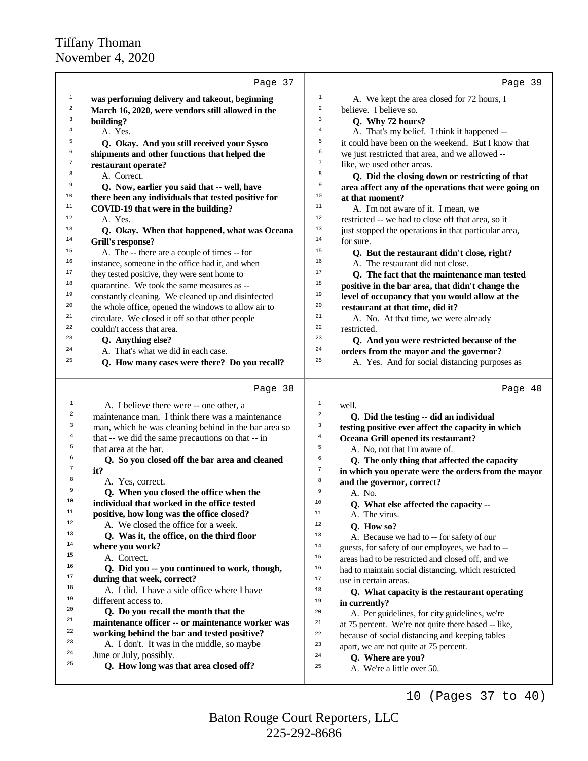Page 37

1 **was performing delivery and takeout, beginning**
2 **March 16, 2020, were vendors still allowed in the**
3 **building?**
4 A. Yes.
5 **Q. Okay. And you still received your Sysco**
6 **shipments and other functions that helped the**
7 **restaurant operate?**
8 A. Correct.
9 **Q. Now, earlier you said that -- well, have**
10 **there been any individuals that tested positive for**
11 **COVID-19 that were in the building?**
12 A. Yes.
13 **Q. Okay. When that happened, what was Oceana**
14 **Grill's response?**
15 A. The -- there are a couple of times -- for
16 instance, someone in the office had it, and when
17 they tested positive, they were sent home to
18 quarantine. We took the same measures as --
19 constantly cleaning. We cleaned up and disinfected
20 the whole office, opened the windows to allow air to
21 circulate. We closed it off so that other people
22 couldn't access that area.
23 **Q. Anything else?**
24 A. That's what we did in each case.
25 **Q. How many cases were there? Do you recall?**

Page 38

1 A. I believe there were -- one other, a
2 maintenance man. I think there was a maintenance
3 man, which he was cleaning behind in the bar area so
4 that -- we did the same precautions on that -- in
5 that area at the bar.
6 **Q. So you closed off the bar area and cleaned**
7 **it?**
8 A. Yes, correct.
9 **Q. When you closed the office when the**
10 **individual that worked in the office tested**
11 **positive, how long was the office closed?**
12 A. We closed the office for a week.
13 **Q. Was it, the office, on the third floor**
14 **where you work?**
15 A. Correct.
16 **Q. Did you -- you continued to work, though,**
17 **during that week, correct?**
18 A. I did. I have a side office where I have
19 different access to.
20 **Q. Do you recall the month that the**
21 **maintenance officer -- or maintenance worker was**
22 **working behind the bar and tested positive?**
23 A. I don't. It was in the middle, so maybe
24 June or July, possibly.
25 **Q. How long was that area closed off?**

Page 39

1 A. We kept the area closed for 72 hours, I
2 believe. I believe so.
3 **Q. Why 72 hours?**
4 A. That's my belief. I think it happened --
5 it could have been on the weekend. But I know that
6 we just restricted that area, and we allowed --
7 like, we used other areas.
8 **Q. Did the closing down or restricting of that**
9 **area affect any of the operations that were going on**
10 **at that moment?**
11 A. I'm not aware of it. I mean, we
12 restricted -- we had to close off that area, so it
13 just stopped the operations in that particular area,
14 for sure.
15 **Q. But the restaurant didn't close, right?**
16 A. The restaurant did not close.
17 **Q. The fact that the maintenance man tested**
18 **positive in the bar area, that didn't change the**
19 **level of occupancy that you would allow at the**
20 **restaurant at that time, did it?**
21 A. No. At that time, we were already
22 restricted.
23 **Q. And you were restricted because of the**
24 **orders from the mayor and the governor?**
25 A. Yes. And for social distancing purposes as

Page 40

1 well.
2 **Q. Did the testing -- did an individual**
3 **testing positive ever affect the capacity in which**
4 **Oceana Grill opened its restaurant?**
5 A. No, not that I'm aware of.
6 **Q. The only thing that affected the capacity**
7 **in which you operate were the orders from the mayor**
8 **and the governor, correct?**
9 A. No.
10 **Q. What else affected the capacity --**
11 A. The virus.
12 **Q. How so?**
13 A. Because we had to -- for safety of our
14 guests, for safety of our employees, we had to --
15 areas had to be restricted and closed off, and we
16 had to maintain social distancing, which restricted
17 use in certain areas.
18 **Q. What capacity is the restaurant operating**
19 **in currently?**
20 A. Per guidelines, for city guidelines, we're
21 at 75 percent. We're not quite there based -- like,
22 because of social distancing and keeping tables
23 apart, we are not quite at 75 percent.
24 **Q. Where are you?**
25 A. We're a little over 50.

10 (Pages 37 to 40)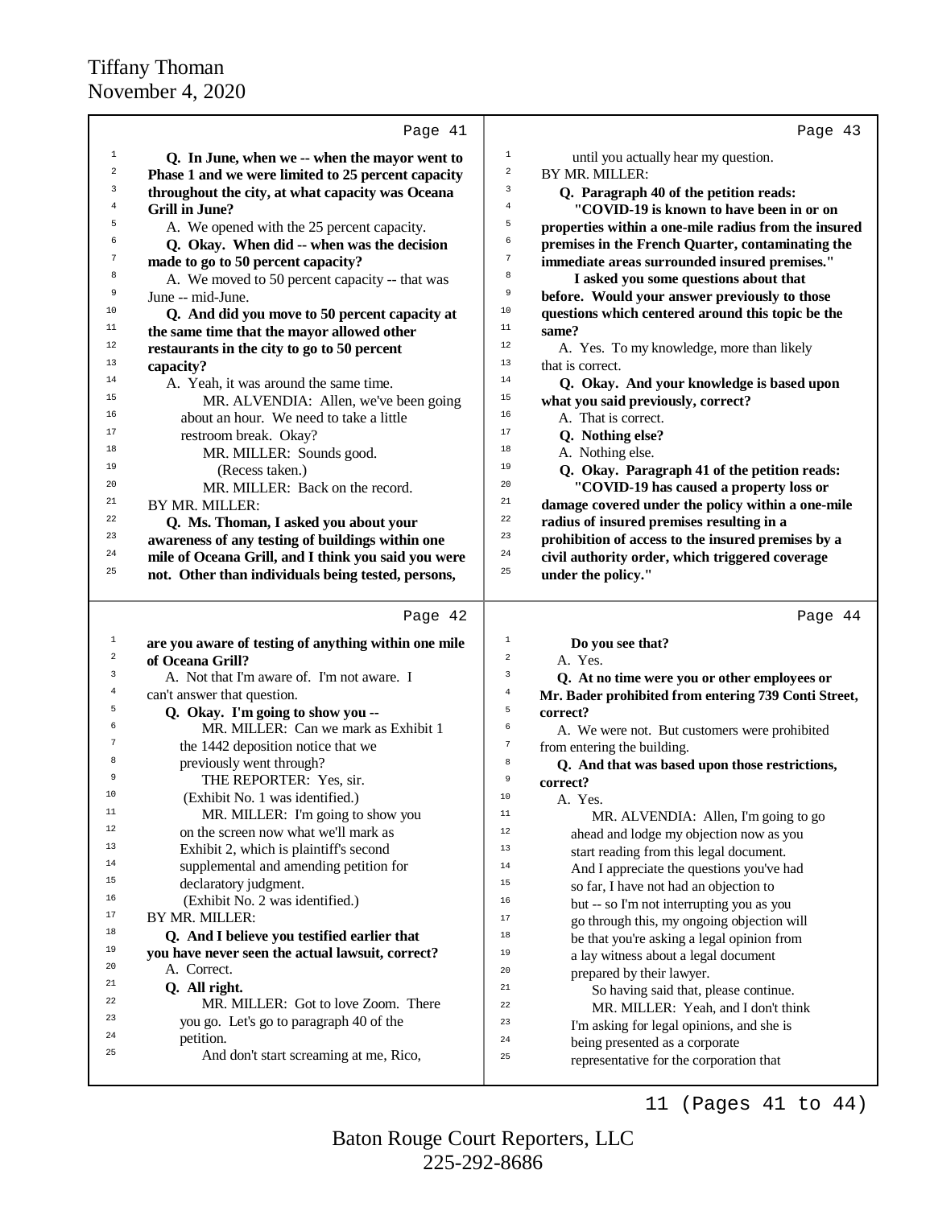Page 41

**Q. In June, when we -- when the mayor went to Phase 1 and we were limited to 25 percent capacity throughout the city, at what capacity was Oceana Grill in June?**

A. We opened with the 25 percent capacity.

**Q. Okay. When did -- when was the decision made to go to 50 percent capacity?**

A. We moved to 50 percent capacity -- that was June -- mid-June.

**Q. And did you move to 50 percent capacity at the same time that the mayor allowed other restaurants in the city to go to 50 percent capacity?**

A. Yeah, it was around the same time.

MR. ALVENDIA: Allen, we've been going about an hour. We need to take a little restroom break. Okay?

MR. MILLER: Sounds good.

(Recess taken.)

MR. MILLER: Back on the record.

BY MR. MILLER:

**Q. Ms. Thoman, I asked you about your awareness of any testing of buildings within one mile of Oceana Grill, and I think you said you were not. Other than individuals being tested, persons,**

Page 42

**are you aware of testing of anything within one mile of Oceana Grill?**

A. Not that I'm aware of. I'm not aware. I can't answer that question.

**Q. Okay. I'm going to show you --**

MR. MILLER: Can we mark as Exhibit 1 the 1442 deposition notice that we previously went through?

THE REPORTER: Yes, sir.

(Exhibit No. 1 was identified.)

MR. MILLER: I'm going to show you on the screen now what we'll mark as Exhibit 2, which is plaintiff's second supplemental and amending petition for declaratory judgment.

(Exhibit No. 2 was identified.)

BY MR. MILLER:

**Q. And I believe you testified earlier that you have never seen the actual lawsuit, correct?**

A. Correct.

**Q. All right.**

MR. MILLER: Got to love Zoom. There you go. Let's go to paragraph 40 of the petition.

And don't start screaming at me, Rico,

Page 43

until you actually hear my question.

BY MR. MILLER:

**Q. Paragraph 40 of the petition reads:**

**"COVID-19 is known to have been in or on properties within a one-mile radius from the insured premises in the French Quarter, contaminating the immediate areas surrounded insured premises."**

**I asked you some questions about that before. Would your answer previously to those questions which centered around this topic be the same?**

A. Yes. To my knowledge, more than likely that is correct.

**Q. Okay. And your knowledge is based upon what you said previously, correct?**

A. That is correct.

**Q. Nothing else?**

A. Nothing else.

**Q. Okay. Paragraph 41 of the petition reads:**

**"COVID-19 has caused a property loss or damage covered under the policy within a one-mile radius of insured premises resulting in a prohibition of access to the insured premises by a civil authority order, which triggered coverage under the policy."**

Page 44

**Do you see that?**

A. Yes.

**Q. At no time were you or other employees or Mr. Bader prohibited from entering 739 Conti Street, correct?**

A. We were not. But customers were prohibited from entering the building.

**Q. And that was based upon those restrictions, correct?**

A. Yes.

MR. ALVENDIA: Allen, I'm going to go ahead and lodge my objection now as you start reading from this legal document. And I appreciate the questions you've had so far, I have not had an objection to but -- so I'm not interrupting you as you go through this, my ongoing objection will be that you're asking a legal opinion from a lay witness about a legal document prepared by their lawyer.

So having said that, please continue.

MR. MILLER: Yeah, and I don't think I'm asking for legal opinions, and she is being presented as a corporate representative for the corporation that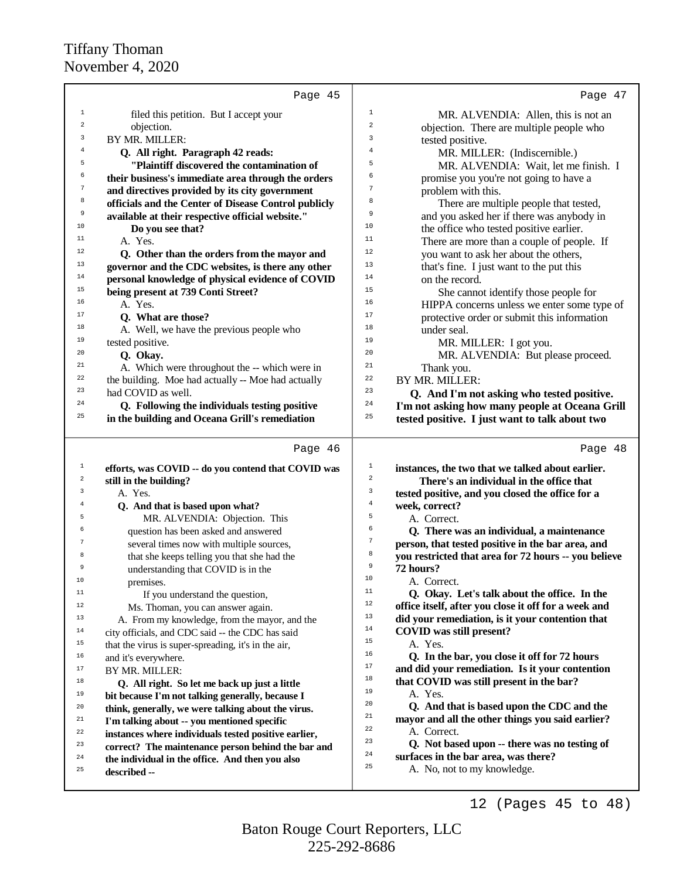Page 45

filed this petition. But I accept your objection.

BY MR. MILLER:

**Q. All right. Paragraph 42 reads:**

**"Plaintiff discovered the contamination of their business's immediate area through the orders and directives provided by its city government officials and the Center of Disease Control publicly available at their respective official website."**

**Do you see that?**

A. Yes.

**Q. Other than the orders from the mayor and governor and the CDC websites, is there any other personal knowledge of physical evidence of COVID being present at 739 Conti Street?**

A. Yes.

**Q. What are those?**

A. Well, we have the previous people who tested positive.

**Q. Okay.**

A. Which were throughout the -- which were in the building. Moe had actually -- Moe had actually had COVID as well.

**Q. Following the individuals testing positive in the building and Oceana Grill's remediation**

Page 46

**efforts, was COVID -- do you contend that COVID was still in the building?**

A. Yes.

**Q. And that is based upon what?**

MR. ALVENDIA: Objection. This question has been asked and answered several times now with multiple sources, that she keeps telling you that she had the understanding that COVID is in the premises.

If you understand the question, Ms. Thoman, you can answer again.

A. From my knowledge, from the mayor, and the city officials, and CDC said -- the CDC has said that the virus is super-spreading, it's in the air, and it's everywhere.

BY MR. MILLER:

**Q. All right. So let me back up just a little bit because I'm not talking generally, because I think, generally, we were talking about the virus. I'm talking about -- you mentioned specific instances where individuals tested positive earlier, correct? The maintenance person behind the bar and the individual in the office. And then you also described --**

Page 47

MR. ALVENDIA: Allen, this is not an objection. There are multiple people who tested positive.

MR. MILLER: (Indiscernible.)

MR. ALVENDIA: Wait, let me finish. I promise you you're not going to have a problem with this.

There are multiple people that tested, and you asked her if there was anybody in the office who tested positive earlier. There are more than a couple of people. If you want to ask her about the others, that's fine. I just want to the put this on the record.

She cannot identify those people for HIPPA concerns unless we enter some type of protective order or submit this information under seal.

MR. MILLER: I got you.

MR. ALVENDIA: But please proceed. Thank you.

BY MR. MILLER:

**Q. And I'm not asking who tested positive. I'm not asking how many people at Oceana Grill tested positive. I just want to talk about two**

Page 48

**instances, the two that we talked about earlier.**

**There's an individual in the office that tested positive, and you closed the office for a week, correct?**

A. Correct.

**Q. There was an individual, a maintenance person, that tested positive in the bar area, and you restricted that area for 72 hours -- you believe 72 hours?**

A. Correct.

**Q. Okay. Let's talk about the office. In the office itself, after you close it off for a week and did your remediation, is it your contention that COVID was still present?**

A. Yes.

**Q. In the bar, you close it off for 72 hours and did your remediation. Is it your contention that COVID was still present in the bar?**

A. Yes.

**Q. And that is based upon the CDC and the mayor and all the other things you said earlier?**

A. Correct.

**Q. Not based upon -- there was no testing of surfaces in the bar area, was there?**

A. No, not to my knowledge.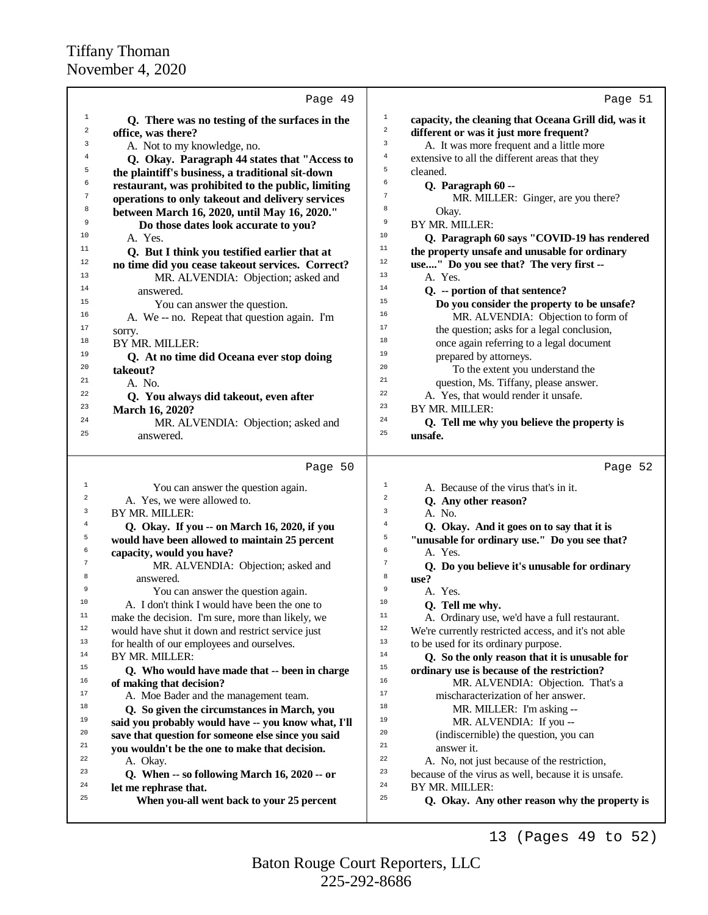Page 49

1 **Q. There was no testing of the surfaces in the**
2 **office, was there?**
3 A. Not to my knowledge, no.
4 **Q. Okay. Paragraph 44 states that "Access to**
5 **the plaintiff's business, a traditional sit-down**
6 **restaurant, was prohibited to the public, limiting**
7 **operations to only takeout and delivery services**
8 **between March 16, 2020, until May 16, 2020."**
9 **Do those dates look accurate to you?**
10 A. Yes.
11 **Q. But I think you testified earlier that at**
12 **no time did you cease takeout services. Correct?**
13 MR. ALVENDIA: Objection; asked and
14 answered.
15 You can answer the question.
16 A. We -- no. Repeat that question again. I'm
17 sorry.
18 BY MR. MILLER:
19 **Q. At no time did Oceana ever stop doing**
20 **takeout?**
21 A. No.
22 **Q. You always did takeout, even after**
23 **March 16, 2020?**
24 MR. ALVENDIA: Objection; asked and
25 answered.

Page 50

1 You can answer the question again.
2 A. Yes, we were allowed to.
3 BY MR. MILLER:
4 **Q. Okay. If you -- on March 16, 2020, if you**
5 **would have been allowed to maintain 25 percent**
6 **capacity, would you have?**
7 MR. ALVENDIA: Objection; asked and
8 answered.
9 You can answer the question again.
10 A. I don't think I would have been the one to
11 make the decision. I'm sure, more than likely, we
12 would have shut it down and restrict service just
13 for health of our employees and ourselves.
14 BY MR. MILLER:
15 **Q. Who would have made that -- been in charge**
16 **of making that decision?**
17 A. Moe Bader and the management team.
18 **Q. So given the circumstances in March, you**
19 **said you probably would have -- you know what, I'll**
20 **save that question for someone else since you said**
21 **you wouldn't be the one to make that decision.**
22 A. Okay.
23 **Q. When -- so following March 16, 2020 -- or**
24 **let me rephrase that.**
25 **When you-all went back to your 25 percent**

Page 51

1 **capacity, the cleaning that Oceana Grill did, was it**
2 **different or was it just more frequent?**
3 A. It was more frequent and a little more
4 extensive to all the different areas that they
5 cleaned.
6 **Q. Paragraph 60 --**
7 MR. MILLER: Ginger, are you there?
8 Okay.
9 BY MR. MILLER:
10 **Q. Paragraph 60 says "COVID-19 has rendered**
11 **the property unsafe and unusable for ordinary**
12 **use...." Do you see that? The very first --**
13 A. Yes.
14 **Q. -- portion of that sentence?**
15 **Do you consider the property to be unsafe?**
16 MR. ALVENDIA: Objection to form of
17 the question; asks for a legal conclusion,
18 once again referring to a legal document
19 prepared by attorneys.
20 To the extent you understand the
21 question, Ms. Tiffany, please answer.
22 A. Yes, that would render it unsafe.
23 BY MR. MILLER:
24 **Q. Tell me why you believe the property is**
25 **unsafe.**

Page 52

1 A. Because of the virus that's in it.
2 **Q. Any other reason?**
3 A. No.
4 **Q. Okay. And it goes on to say that it is**
5 **"unusable for ordinary use." Do you see that?**
6 A. Yes.
7 **Q. Do you believe it's unusable for ordinary**
8 **use?**
9 A. Yes.
10 **Q. Tell me why.**
11 A. Ordinary use, we'd have a full restaurant.
12 We're currently restricted access, and it's not able
13 to be used for its ordinary purpose.
14 **Q. So the only reason that it is unusable for**
15 **ordinary use is because of the restriction?**
16 MR. ALVENDIA: Objection. That's a
17 mischaracterization of her answer.
18 MR. MILLER: I'm asking --
19 MR. ALVENDIA: If you --
20 (indiscernible) the question, you can
21 answer it.
22 A. No, not just because of the restriction,
23 because of the virus as well, because it is unsafe.
24 BY MR. MILLER:
25 **Q. Okay. Any other reason why the property is**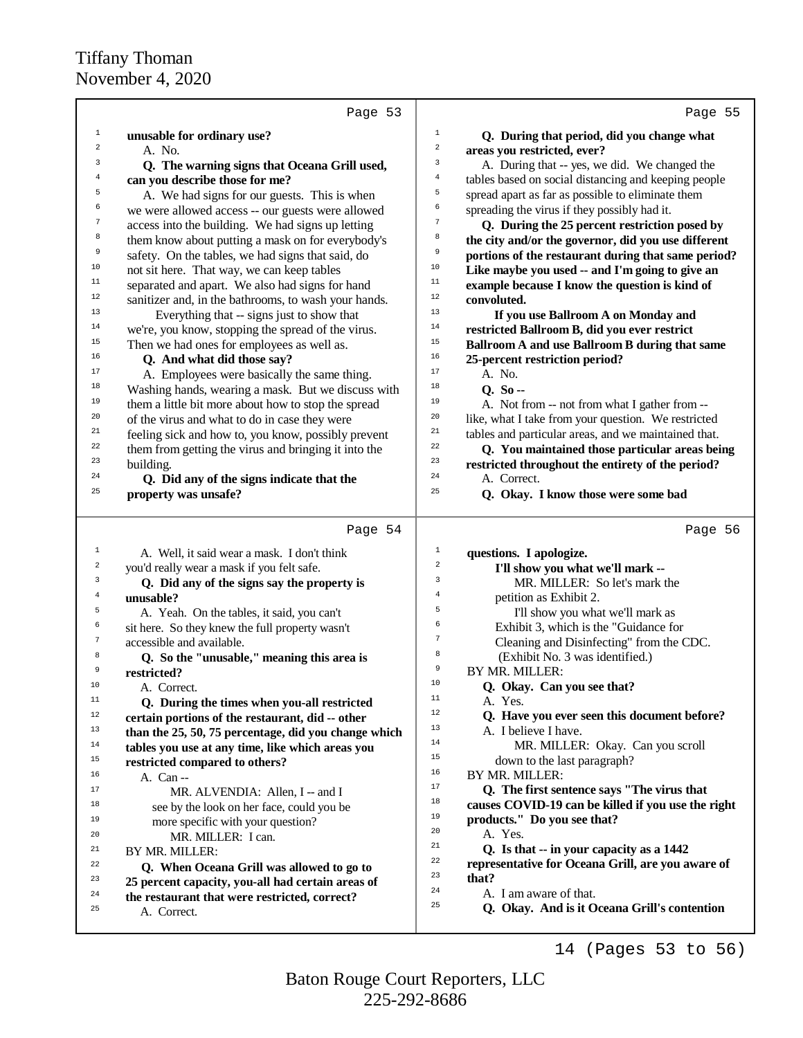Page 53

1 **unusable for ordinary use?**
2 A. No.
3 **Q. The warning signs that Oceana Grill used,**
4 **can you describe those for me?**
5 A. We had signs for our guests. This is when
6 we were allowed access -- our guests were allowed
7 access into the building. We had signs up letting
8 them know about putting a mask on for everybody's
9 safety. On the tables, we had signs that said, do
10 not sit here. That way, we can keep tables
11 separated and apart. We also had signs for hand
12 sanitizer and, in the bathrooms, to wash your hands.
13 Everything that -- signs just to show that
14 we're, you know, stopping the spread of the virus.
15 Then we had ones for employees as well as.
16 **Q. And what did those say?**
17 A. Employees were basically the same thing.
18 Washing hands, wearing a mask. But we discuss with
19 them a little bit more about how to stop the spread
20 of the virus and what to do in case they were
21 feeling sick and how to, you know, possibly prevent
22 them from getting the virus and bringing it into the
23 building.
24 **Q. Did any of the signs indicate that the**
25 **property was unsafe?**

Page 54

1 A. Well, it said wear a mask. I don't think
2 you'd really wear a mask if you felt safe.
3 **Q. Did any of the signs say the property is**
4 **unusable?**
5 A. Yeah. On the tables, it said, you can't
6 sit here. So they knew the full property wasn't
7 accessible and available.
8 **Q. So the "unusable," meaning this area is**
9 **restricted?**
10 A. Correct.
11 **Q. During the times when you-all restricted**
12 **certain portions of the restaurant, did -- other**
13 **than the 25, 50, 75 percentage, did you change which**
14 **tables you use at any time, like which areas you**
15 **restricted compared to others?**
16 A. Can --
17 MR. ALVENDIA: Allen, I -- and I
18 see by the look on her face, could you be
19 more specific with your question?
20 MR. MILLER: I can.
21 BY MR. MILLER:
22 **Q. When Oceana Grill was allowed to go to**
23 **25 percent capacity, you-all had certain areas of**
24 **the restaurant that were restricted, correct?**
25 A. Correct.

Page 55

1 **Q. During that period, did you change what**
2 **areas you restricted, ever?**
3 A. During that -- yes, we did. We changed the
4 tables based on social distancing and keeping people
5 spread apart as far as possible to eliminate them
6 spreading the virus if they possibly had it.
7 **Q. During the 25 percent restriction posed by**
8 **the city and/or the governor, did you use different**
9 **portions of the restaurant during that same period?**
10 **Like maybe you used -- and I'm going to give an**
11 **example because I know the question is kind of**
12 **convoluted.**
13 **If you use Ballroom A on Monday and**
14 **restricted Ballroom B, did you ever restrict**
15 **Ballroom A and use Ballroom B during that same**
16 **25-percent restriction period?**
17 A. No.
18 **Q. So --**
19 A. Not from -- not from what I gather from --
20 like, what I take from your question. We restricted
21 tables and particular areas, and we maintained that.
22 **Q. You maintained those particular areas being**
23 **restricted throughout the entirety of the period?**
24 A. Correct.
25 **Q. Okay. I know those were some bad**

Page 56

1 **questions. I apologize.**
2 **I'll show you what we'll mark --**
3 MR. MILLER: So let's mark the
4 petition as Exhibit 2.
5 I'll show you what we'll mark as
6 Exhibit 3, which is the "Guidance for
7 Cleaning and Disinfecting" from the CDC.
8 (Exhibit No. 3 was identified.)
9 BY MR. MILLER:
10 **Q. Okay. Can you see that?**
11 A. Yes.
12 **Q. Have you ever seen this document before?**
13 A. I believe I have.
14 MR. MILLER: Okay. Can you scroll
15 down to the last paragraph?
16 BY MR. MILLER:
17 **Q. The first sentence says "The virus that**
18 **causes COVID-19 can be killed if you use the right**
19 **products." Do you see that?**
20 A. Yes.
21 **Q. Is that -- in your capacity as a 1442**
22 **representative for Oceana Grill, are you aware of**
23 **that?**
24 A. I am aware of that.
25 **Q. Okay. And is it Oceana Grill's contention**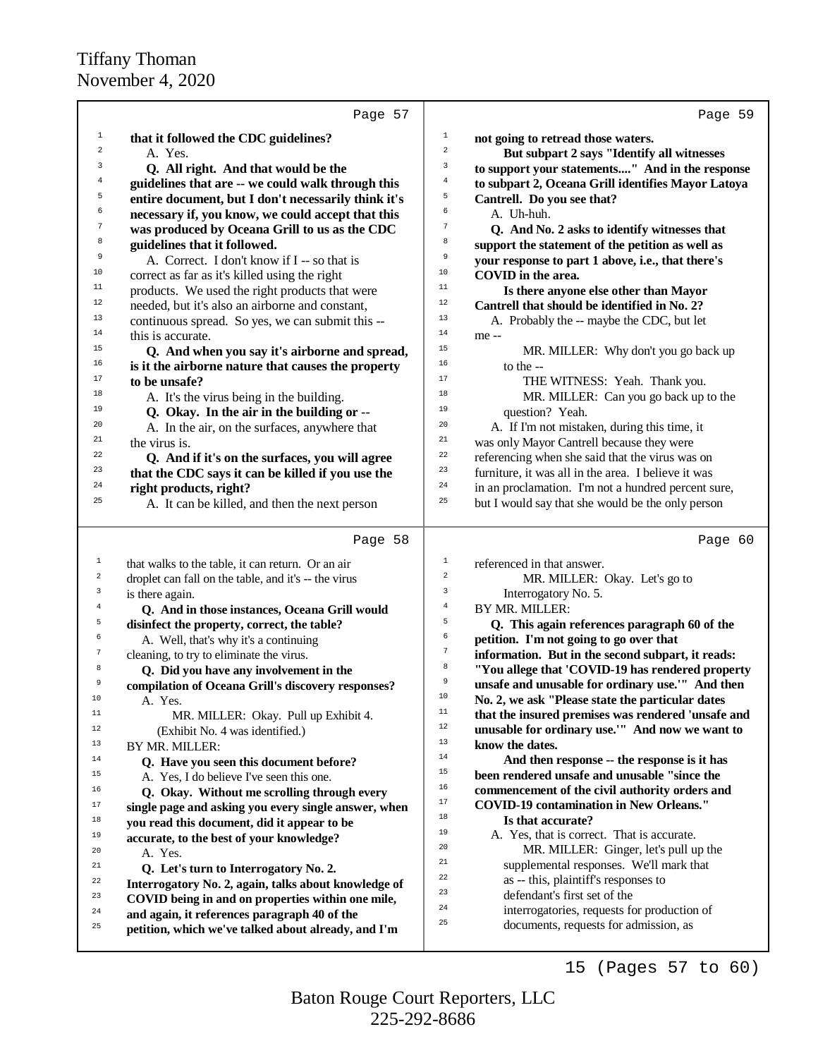Tiffany Thoman
November 4, 2020

Page 57

**that it followed the CDC guidelines?**

A. Yes.

**Q. All right. And that would be the guidelines that are -- we could walk through this entire document, but I don't necessarily think it's necessary if, you know, we could accept that this was produced by Oceana Grill to us as the CDC guidelines that it followed.**

A. Correct. I don't know if I -- so that is correct as far as it's killed using the right products. We used the right products that were needed, but it's also an airborne and constant, continuous spread. So yes, we can submit this -- this is accurate.

**Q. And when you say it's airborne and spread, is it the airborne nature that causes the property to be unsafe?**

A. It's the virus being in the building.

**Q. Okay. In the air in the building or --**

A. In the air, on the surfaces, anywhere that the virus is.

**Q. And if it's on the surfaces, you will agree that the CDC says it can be killed if you use the right products, right?**

A. It can be killed, and then the next person

Page 58

that walks to the table, it can return. Or an air droplet can fall on the table, and it's -- the virus is there again.

**Q. And in those instances, Oceana Grill would disinfect the property, correct, the table?**

A. Well, that's why it's a continuing cleaning, to try to eliminate the virus.

**Q. Did you have any involvement in the compilation of Oceana Grill's discovery responses?**

A. Yes.

MR. MILLER: Okay. Pull up Exhibit 4.

(Exhibit No. 4 was identified.)

BY MR. MILLER:

**Q. Have you seen this document before?**

A. Yes, I do believe I've seen this one.

**Q. Okay. Without me scrolling through every single page and asking you every single answer, when you read this document, did it appear to be accurate, to the best of your knowledge?**

A. Yes.

**Q. Let's turn to Interrogatory No. 2. Interrogatory No. 2, again, talks about knowledge of COVID being in and on properties within one mile, and again, it references paragraph 40 of the petition, which we've talked about already, and I'm**

Page 59

**not going to retread those waters.**

**But subpart 2 says "Identify all witnesses to support your statements...." And in the response to subpart 2, Oceana Grill identifies Mayor Latoya Cantrell. Do you see that?**

A. Uh-huh.

**Q. And No. 2 asks to identify witnesses that support the statement of the petition as well as your response to part 1 above, i.e., that there's COVID in the area.**

**Is there anyone else other than Mayor Cantrell that should be identified in No. 2?**

A. Probably the -- maybe the CDC, but let me --

MR. MILLER: Why don't you go back up to the --

THE WITNESS: Yeah. Thank you.

MR. MILLER: Can you go back up to the question? Yeah.

A. If I'm not mistaken, during this time, it was only Mayor Cantrell because they were referencing when she said that the virus was on furniture, it was all in the area. I believe it was in an proclamation. I'm not a hundred percent sure, but I would say that she would be the only person

Page 60

referenced in that answer.

MR. MILLER: Okay. Let's go to Interrogatory No. 5.

BY MR. MILLER:

**Q. This again references paragraph 60 of the petition. I'm not going to go over that information. But in the second subpart, it reads: "You allege that 'COVID-19 has rendered property unsafe and unusable for ordinary use.'" And then No. 2, we ask "Please state the particular dates that the insured premises was rendered 'unsafe and unusable for ordinary use.'" And now we want to know the dates.**

**And then response -- the response is it has been rendered unsafe and unusable "since the commencement of the civil authority orders and COVID-19 contamination in New Orleans."**

**Is that accurate?**

A. Yes, that is correct. That is accurate.

MR. MILLER: Ginger, let's pull up the supplemental responses. We'll mark that as -- this, plaintiff's responses to defendant's first set of the interrogatories, requests for production of documents, requests for admission, as

15 (Pages 57 to 60)

Baton Rouge Court Reporters, LLC
225-292-8686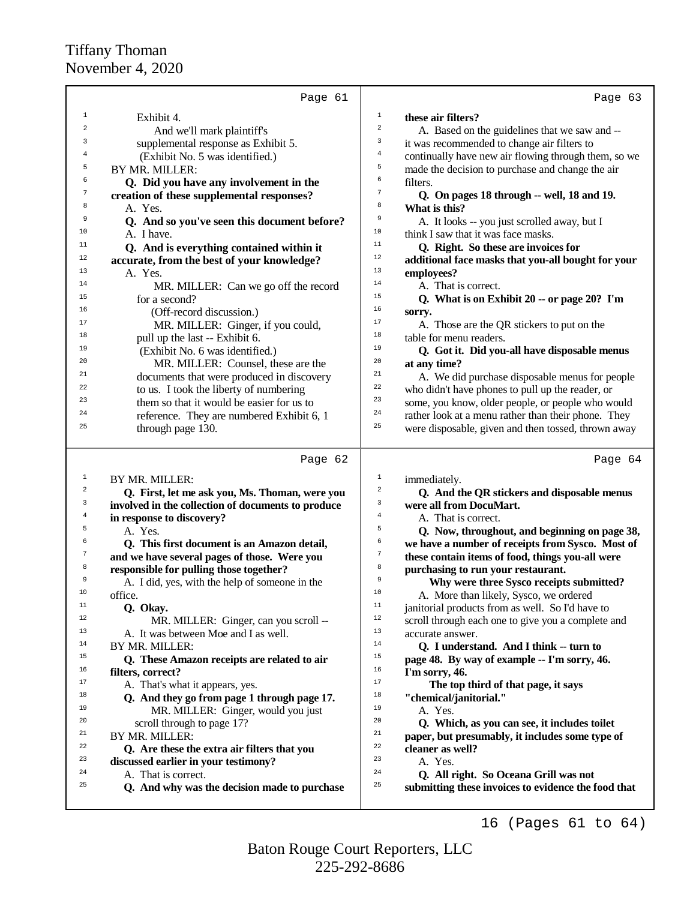Page 61

Exhibit 4.

And we'll mark plaintiff's supplemental response as Exhibit 5.

(Exhibit No. 5 was identified.)

BY MR. MILLER:

**Q. Did you have any involvement in the creation of these supplemental responses?**

A. Yes.

**Q. And so you've seen this document before?**

A. I have.

**Q. And is everything contained within it accurate, from the best of your knowledge?**

A. Yes.

MR. MILLER: Can we go off the record for a second?

(Off-record discussion.)

MR. MILLER: Ginger, if you could, pull up the last -- Exhibit 6.

(Exhibit No. 6 was identified.)

MR. MILLER: Counsel, these are the documents that were produced in discovery to us. I took the liberty of numbering them so that it would be easier for us to reference. They are numbered Exhibit 6, 1 through page 130.

Page 62

BY MR. MILLER:

**Q. First, let me ask you, Ms. Thoman, were you involved in the collection of documents to produce in response to discovery?**

A. Yes.

**Q. This first document is an Amazon detail, and we have several pages of those. Were you responsible for pulling those together?**

A. I did, yes, with the help of someone in the office.

**Q. Okay.**

MR. MILLER: Ginger, can you scroll --

A. It was between Moe and I as well.

BY MR. MILLER:

**Q. These Amazon receipts are related to air filters, correct?**

A. That's what it appears, yes.

**Q. And they go from page 1 through page 17.**

MR. MILLER: Ginger, would you just scroll through to page 17?

BY MR. MILLER:

**Q. Are these the extra air filters that you discussed earlier in your testimony?**

A. That is correct.

**Q. And why was the decision made to purchase these air filters?**

Page 63

A. Based on the guidelines that we saw and -- it was recommended to change air filters to continually have new air flowing through them, so we made the decision to purchase and change the air filters.

**Q. On pages 18 through -- well, 18 and 19. What is this?**

A. It looks -- you just scrolled away, but I think I saw that it was face masks.

**Q. Right. So these are invoices for additional face masks that you-all bought for your employees?**

A. That is correct.

**Q. What is on Exhibit 20 -- or page 20? I'm sorry.**

A. Those are the QR stickers to put on the table for menu readers.

**Q. Got it. Did you-all have disposable menus at any time?**

A. We did purchase disposable menus for people who didn't have phones to pull up the reader, or some, you know, older people, or people who would rather look at a menu rather than their phone. They were disposable, given and then tossed, thrown away immediately.

Page 64

**Q. And the QR stickers and disposable menus were all from DocuMart.**

A. That is correct.

**Q. Now, throughout, and beginning on page 38, we have a number of receipts from Sysco. Most of these contain items of food, things you-all were purchasing to run your restaurant.**

**Why were three Sysco receipts submitted?**

A. More than likely, Sysco, we ordered janitorial products from as well. So I'd have to scroll through each one to give you a complete and accurate answer.

**Q. I understand. And I think -- turn to page 48. By way of example -- I'm sorry, 46. I'm sorry, 46.**

**The top third of that page, it says "chemical/janitorial."**

A. Yes.

**Q. Which, as you can see, it includes toilet paper, but presumably, it includes some type of cleaner as well?**

A. Yes.

**Q. All right. So Oceana Grill was not submitting these invoices to evidence the food that**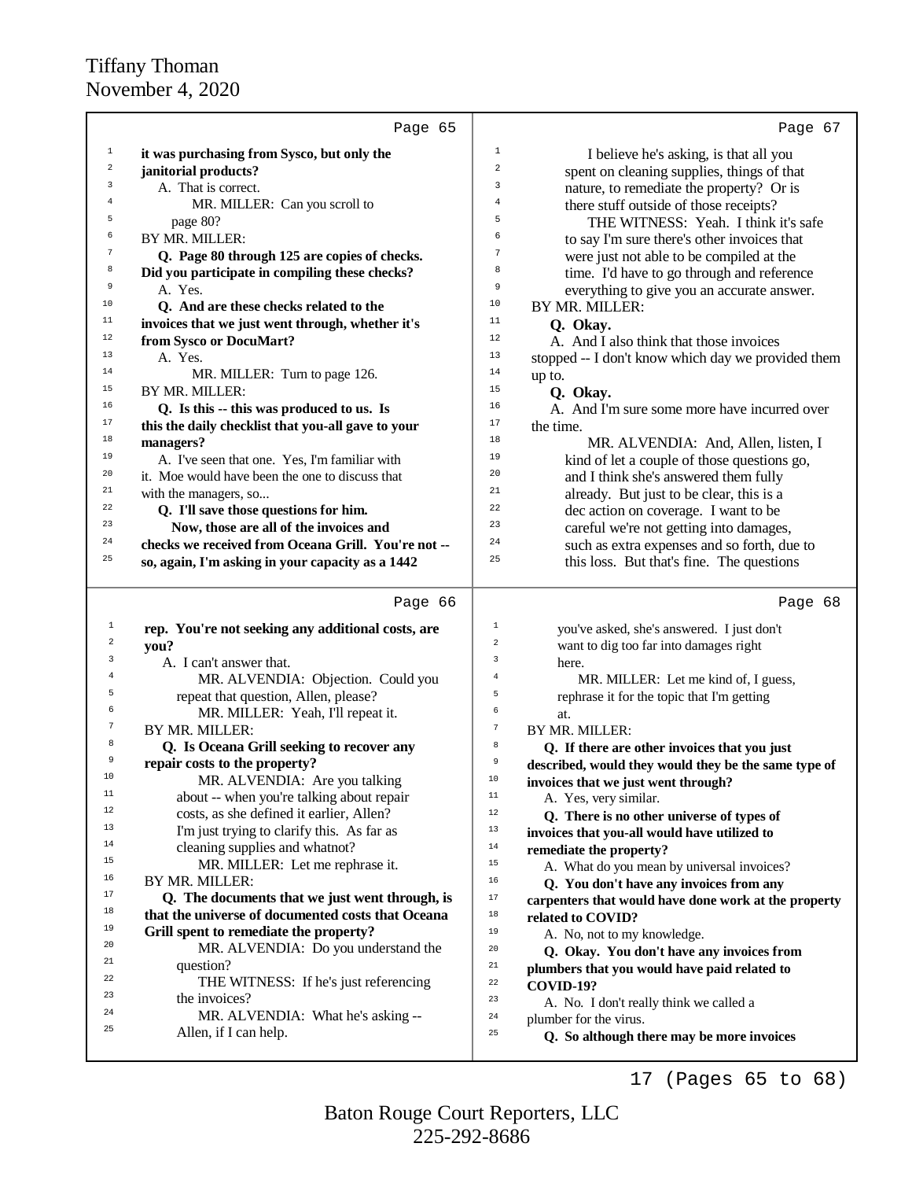Page 65

1 **it was purchasing from Sysco, but only the**
2 **janitorial products?**
3 A. That is correct.
4 MR. MILLER: Can you scroll to
5 page 80?
6 BY MR. MILLER:
7 **Q. Page 80 through 125 are copies of checks.**
8 **Did you participate in compiling these checks?**
9 A. Yes.
10 **Q. And are these checks related to the**
11 **invoices that we just went through, whether it's**
12 **from Sysco or DocuMart?**
13 A. Yes.
14 MR. MILLER: Turn to page 126.
15 BY MR. MILLER:
16 **Q. Is this -- this was produced to us. Is**
17 **this the daily checklist that you-all gave to your**
18 **managers?**
19 A. I've seen that one. Yes, I'm familiar with
20 it. Moe would have been the one to discuss that
21 with the managers, so...
22 **Q. I'll save those questions for him.**
23 **Now, those are all of the invoices and**
24 **checks we received from Oceana Grill. You're not --**
25 **so, again, I'm asking in your capacity as a 1442**

Page 66

1 **rep. You're not seeking any additional costs, are**
2 **you?**
3 A. I can't answer that.
4 MR. ALVENDIA: Objection. Could you
5 repeat that question, Allen, please?
6 MR. MILLER: Yeah, I'll repeat it.
7 BY MR. MILLER:
8 **Q. Is Oceana Grill seeking to recover any**
9 **repair costs to the property?**
10 MR. ALVENDIA: Are you talking
11 about -- when you're talking about repair
12 costs, as she defined it earlier, Allen?
13 I'm just trying to clarify this. As far as
14 cleaning supplies and whatnot?
15 MR. MILLER: Let me rephrase it.
16 BY MR. MILLER:
17 **Q. The documents that we just went through, is**
18 **that the universe of documented costs that Oceana**
19 **Grill spent to remediate the property?**
20 MR. ALVENDIA: Do you understand the
21 question?
22 THE WITNESS: If he's just referencing
23 the invoices?
24 MR. ALVENDIA: What he's asking --
25 Allen, if I can help.

Page 67

1 I believe he's asking, is that all you
2 spent on cleaning supplies, things of that
3 nature, to remediate the property? Or is
4 there stuff outside of those receipts?
5 THE WITNESS: Yeah. I think it's safe
6 to say I'm sure there's other invoices that
7 were just not able to be compiled at the
8 time. I'd have to go through and reference
9 everything to give you an accurate answer.
10 BY MR. MILLER:
11 **Q. Okay.**
12 A. And I also think that those invoices
13 stopped -- I don't know which day we provided them
14 up to.
15 **Q. Okay.**
16 A. And I'm sure some more have incurred over
17 the time.
18 MR. ALVENDIA: And, Allen, listen, I
19 kind of let a couple of those questions go,
20 and I think she's answered them fully
21 already. But just to be clear, this is a
22 dec action on coverage. I want to be
23 careful we're not getting into damages,
24 such as extra expenses and so forth, due to
25 this loss. But that's fine. The questions

Page 68

1 you've asked, she's answered. I just don't
2 want to dig too far into damages right
3 here.
4 MR. MILLER: Let me kind of, I guess,
5 rephrase it for the topic that I'm getting
6 at.
7 BY MR. MILLER:
8 **Q. If there are other invoices that you just**
9 **described, would they would they be the same type of**
10 **invoices that we just went through?**
11 A. Yes, very similar.
12 **Q. There is no other universe of types of**
13 **invoices that you-all would have utilized to**
14 **remediate the property?**
15 A. What do you mean by universal invoices?
16 **Q. You don't have any invoices from any**
17 **carpenters that would have done work at the property**
18 **related to COVID?**
19 A. No, not to my knowledge.
20 **Q. Okay. You don't have any invoices from**
21 **plumbers that you would have paid related to**
22 **COVID-19?**
23 A. No. I don't really think we called a
24 plumber for the virus.
25 **Q. So although there may be more invoices**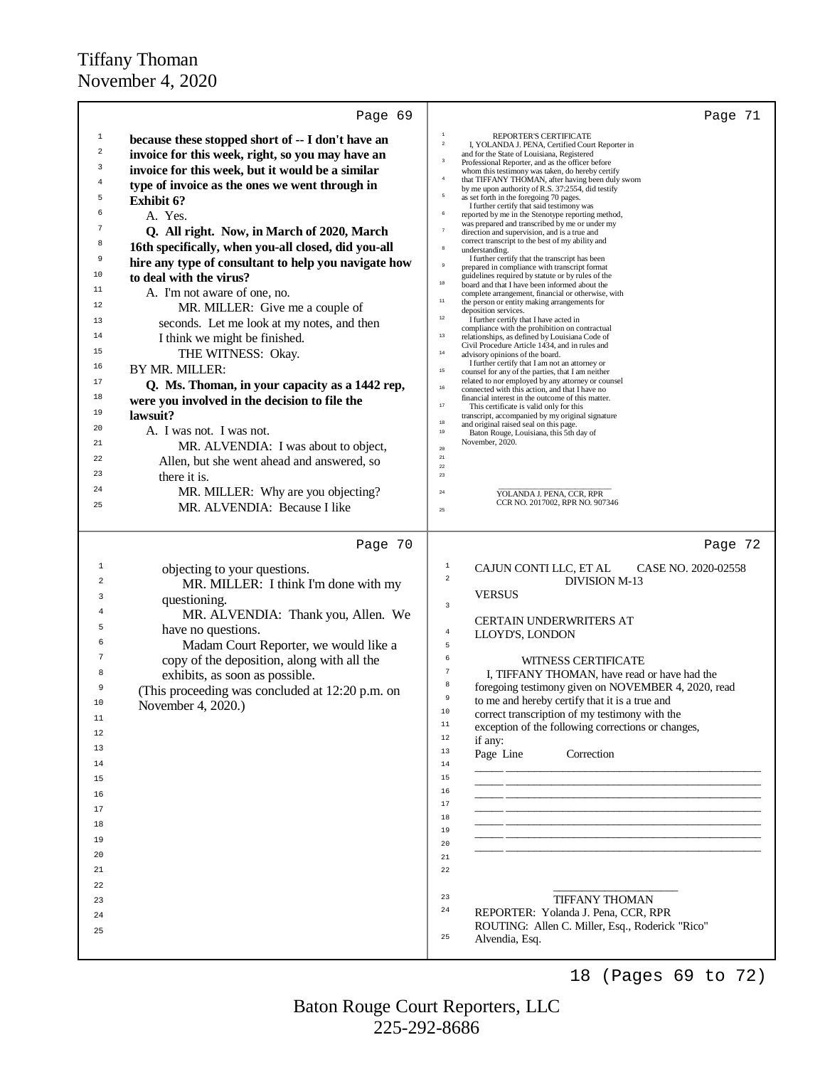Page 69

because these stopped short of -- I don't have an invoice for this week, right, so you may have an invoice for this week, but it would be a similar type of invoice as the ones we went through in Exhibit 6?

A. Yes.

**Q. All right. Now, in March of 2020, March 16th specifically, when you-all closed, did you-all hire any type of consultant to help you navigate how to deal with the virus?**

A. I'm not aware of one, no.

MR. MILLER: Give me a couple of seconds. Let me look at my notes, and then I think we might be finished.

THE WITNESS: Okay.

BY MR. MILLER:

**Q. Ms. Thoman, in your capacity as a 1442 rep, were you involved in the decision to file the lawsuit?**

A. I was not. I was not.

MR. ALVENDIA: I was about to object, Allen, but she went ahead and answered, so there it is.

MR. MILLER: Why are you objecting?

MR. ALVENDIA: Because I like

Page 70

objecting to your questions.

MR. MILLER: I think I'm done with my questioning.

MR. ALVENDIA: Thank you, Allen. We have no questions.

Madam Court Reporter, we would like a copy of the deposition, along with all the exhibits, as soon as possible.

(This proceeding was concluded at 12:20 p.m. on November 4, 2020.)

Page 71

REPORTER'S CERTIFICATE

I, YOLANDA J. PENA, Certified Court Reporter in and for the State of Louisiana, Registered Professional Reporter, and as the officer before whom this testimony was taken, do hereby certify that TIFFANY THOMAN, after having been duly sworn by me upon authority of R.S. 37:2554, did testify as set forth in the foregoing 70 pages.

I further certify that said testimony was reported by me in the Stenotype reporting method, was prepared and transcribed by me or under my direction and supervision, and is a true and correct transcript to the best of my ability and understanding.

I further certify that the transcript has been prepared in compliance with transcript format guidelines required by statute or by rules of the board and that I have been informed about the complete arrangement, financial or otherwise, with the person or entity making arrangements for deposition services.

I further certify that I have acted in compliance with the prohibition on contractual relationships, as defined by Louisiana Code of Civil Procedure Article 1434, and in rules and advisory opinions of the board.

I further certify that I am not an attorney or counsel for any of the parties, that I am neither related to nor employed by any attorney or counsel connected with this action, and that I have no financial interest in the outcome of this matter.

This certificate is valid only for this transcript, accompanied by my original signature and original raised seal on this page.

Baton Rouge, Louisiana, this 5th day of November, 2020.

\_\_\_\_\_\_\_\_\_\_\_\_\_\_\_\_\_\_\_\_\_\_\_\_\_\_
YOLANDA J. PENA, CCR, RPR
CCR NO. 2017002, RPR NO. 907346

Page 72

CAJUN CONTI LLC, ET AL &nbsp;&nbsp;&nbsp; CASE NO. 2020-02558
DIVISION M-13
VERSUS

CERTAIN UNDERWRITERS AT LLOYD'S, LONDON

WITNESS CERTIFICATE

I, TIFFANY THOMAN, have read or have had the foregoing testimony given on NOVEMBER 4, 2020, read to me and hereby certify that it is a true and correct transcription of my testimony with the exception of the following corrections or changes, if any:

| Page | Line | Correction |
|---|---|---|
| | | |
| | | |
| | | |
| | | |
| | | |
| | | |
| | | |

\_\_\_\_\_\_\_\_\_\_\_\_\_\_\_\_\_\_\_\_\_\_\_\_
TIFFANY THOMAN

REPORTER: Yolanda J. Pena, CCR, RPR
ROUTING: Allen C. Miller, Esq., Roderick "Rico" Alvendia, Esq.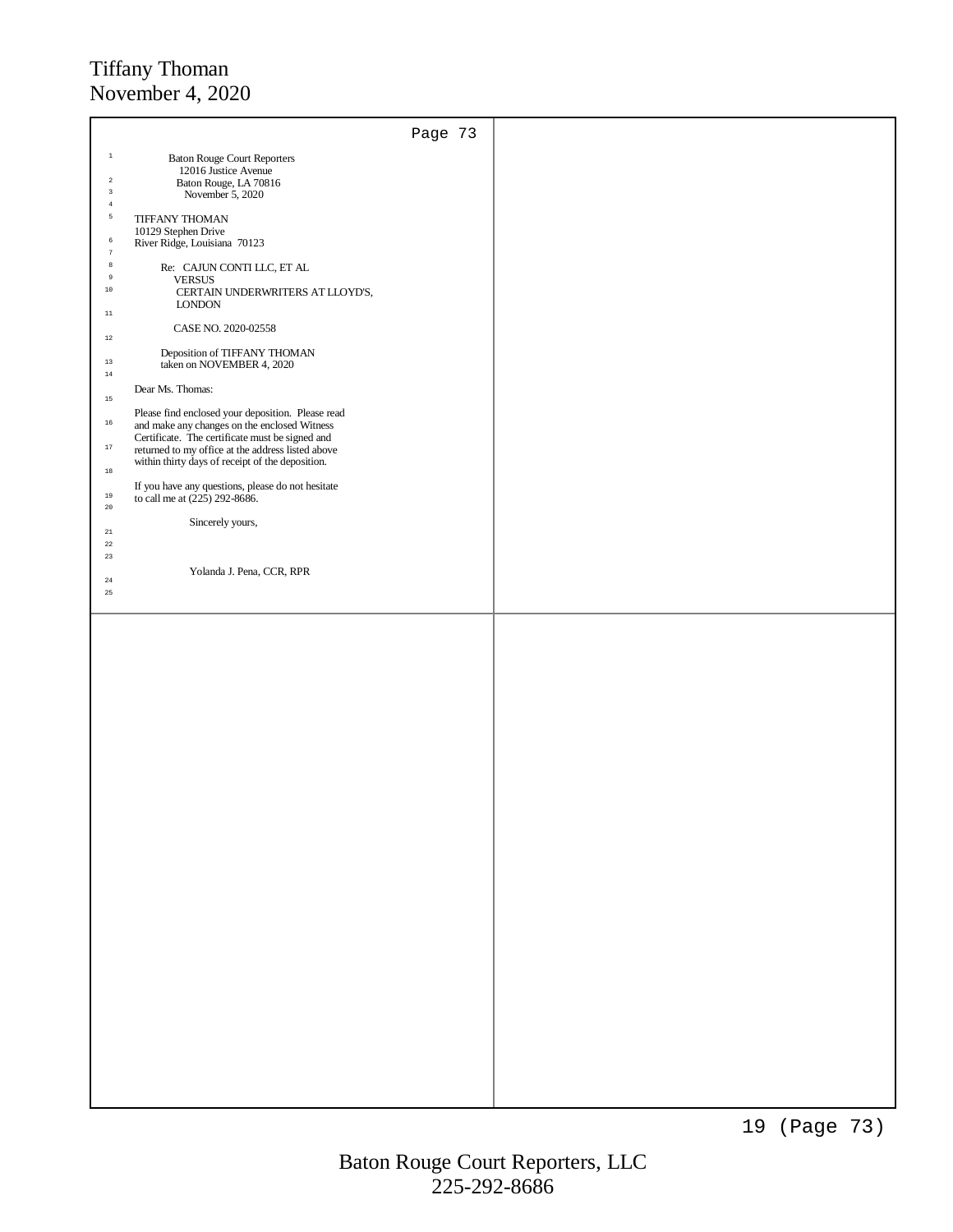Baton Rouge Court Reporters
12016 Justice Avenue
Baton Rouge, LA 70816
November 5, 2020

TIFFANY THOMAN
10129 Stephen Drive
River Ridge, Louisiana 70123

Re: CAJUN CONTI LLC, ET AL
VERSUS
CERTAIN UNDERWRITERS AT LLOYD'S, LONDON

CASE NO. 2020-02558

Deposition of TIFFANY THOMAN
taken on NOVEMBER 4, 2020

Dear Ms. Thomas:

Please find enclosed your deposition. Please read and make any changes on the enclosed Witness Certificate. The certificate must be signed and returned to my office at the address listed above within thirty days of receipt of the deposition.

If you have any questions, please do not hesitate to call me at (225) 292-8686.

Sincerely yours,

Yolanda J. Pena, CCR, RPR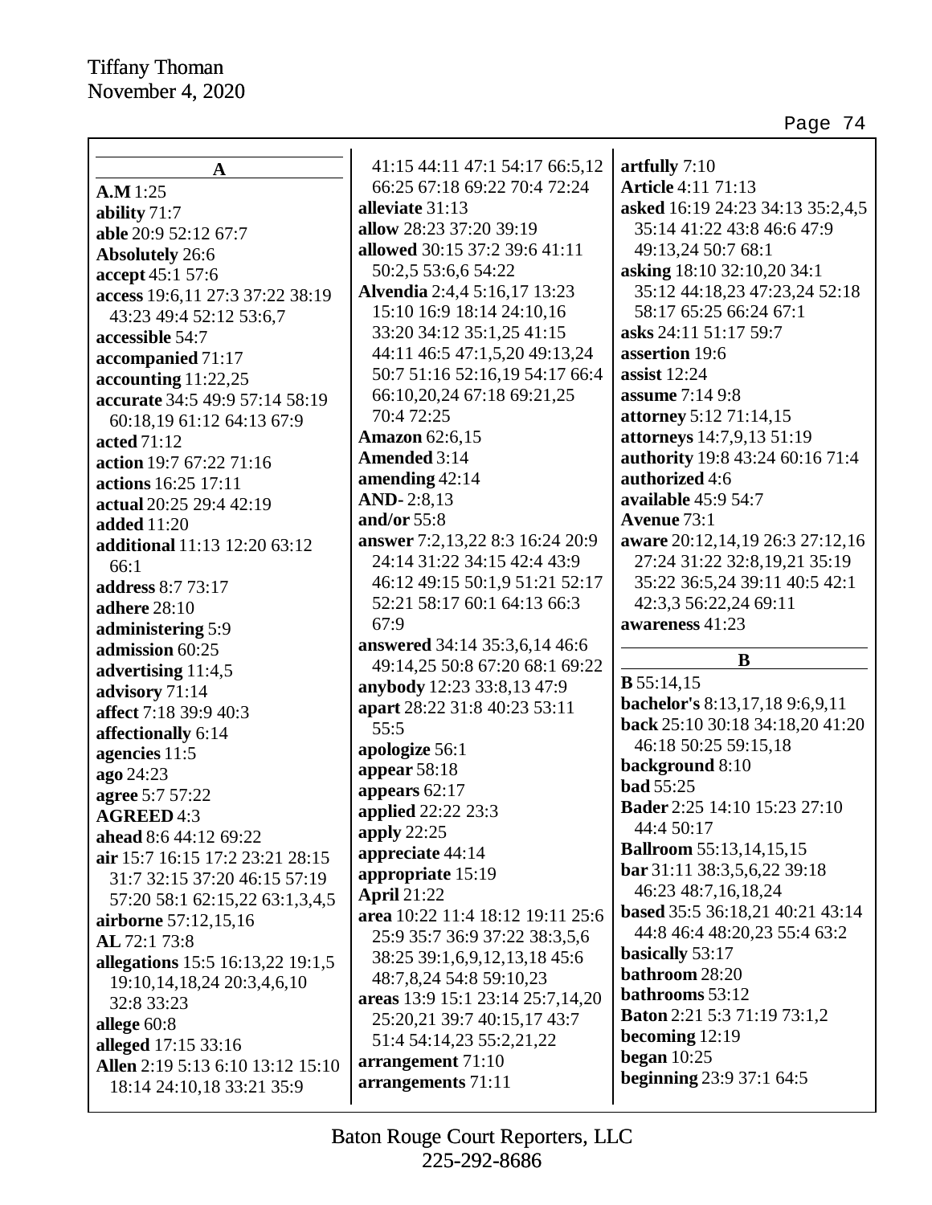## A

**A.M** 1:25
**ability** 71:7
**able** 20:9 52:12 67:7
**Absolutely** 26:6
**accept** 45:1 57:6
**access** 19:6,11 27:3 37:22 38:19 43:23 49:4 52:12 53:6,7
**accessible** 54:7
**accompanied** 71:17
**accounting** 11:22,25
**accurate** 34:5 49:9 57:14 58:19 60:18,19 61:12 64:13 67:9
**acted** 71:12
**action** 19:7 67:22 71:16
**actions** 16:25 17:11
**actual** 20:25 29:4 42:19
**added** 11:20
**additional** 11:13 12:20 63:12 66:1
**address** 8:7 73:17
**adhere** 28:10
**administering** 5:9
**admission** 60:25
**advertising** 11:4,5
**advisory** 71:14
**affect** 7:18 39:9 40:3
**affectionally** 6:14
**agencies** 11:5
**ago** 24:23
**agree** 5:7 57:22
**AGREED** 4:3
**ahead** 8:6 44:12 69:22
**air** 15:7 16:15 17:2 23:21 28:15 31:7 32:15 37:20 46:15 57:19 57:20 58:1 62:15,22 63:1,3,4,5
**airborne** 57:12,15,16
**AL** 72:1 73:8
**allegations** 15:5 16:13,22 19:1,5 19:10,14,18,24 20:3,4,6,10 32:8 33:23
**allege** 60:8
**alleged** 17:15 33:16
**Allen** 2:19 5:13 6:10 13:12 15:10 18:14 24:10,18 33:21 35:9 41:15 44:11 47:1 54:17 66:5,12 66:25 67:18 69:22 70:4 72:24
**alleviate** 31:13
**allow** 28:23 37:20 39:19
**allowed** 30:15 37:2 39:6 41:11 50:2,5 53:6,6 54:22
**Alvendia** 2:4,4 5:16,17 13:23 15:10 16:9 18:14 24:10,16 33:20 34:12 35:1,25 41:15 44:11 46:5 47:1,5,20 49:13,24 50:7 51:16 52:16,19 54:17 66:4 66:10,20,24 67:18 69:21,25 70:4 72:25
**Amazon** 62:6,15
**Amended** 3:14
**amending** 42:14
**AND-** 2:8,13
**and/or** 55:8
**answer** 7:2,13,22 8:3 16:24 20:9 24:14 31:22 34:15 42:4 43:9 46:12 49:15 50:1,9 51:21 52:17 52:21 58:17 60:1 64:13 66:3 67:9
**answered** 34:14 35:3,6,14 46:6 49:14,25 50:8 67:20 68:1 69:22
**anybody** 12:23 33:8,13 47:9
**apart** 28:22 31:8 40:23 53:11 55:5
**apologize** 56:1
**appear** 58:18
**appears** 62:17
**applied** 22:22 23:3
**apply** 22:25
**appreciate** 44:14
**appropriate** 15:19
**April** 21:22
**area** 10:22 11:4 18:12 19:11 25:6 25:9 35:7 36:9 37:22 38:3,5,6 38:25 39:1,6,9,12,13,18 45:6 48:7,8,24 54:8 59:10,23
**areas** 13:9 15:1 23:14 25:7,14,20 25:20,21 39:7 40:15,17 43:7 51:4 54:14,23 55:2,21,22
**arrangement** 71:10
**arrangements** 71:11
**artfully** 7:10
**Article** 4:11 71:13
**asked** 16:19 24:23 34:13 35:2,4,5 35:14 41:22 43:8 46:6 47:9 49:13,24 50:7 68:1
**asking** 18:10 32:10,20 34:1 35:12 44:18,23 47:23,24 52:18 58:17 65:25 66:24 67:1
**asks** 24:11 51:17 59:7
**assertion** 19:6
**assist** 12:24
**assume** 7:14 9:8
**attorney** 5:12 71:14,15
**attorneys** 14:7,9,13 51:19
**authority** 19:8 43:24 60:16 71:4
**authorized** 4:6
**available** 45:9 54:7
**Avenue** 73:1
**aware** 20:12,14,19 26:3 27:12,16 27:24 31:22 32:8,19,21 35:19 35:22 36:5,24 39:11 40:5 42:1 42:3,3 56:22,24 69:11
**awareness** 41:23

## B

**B** 55:14,15
**bachelor's** 8:13,17,18 9:6,9,11
**back** 25:10 30:18 34:18,20 41:20 46:18 50:25 59:15,18
**background** 8:10
**bad** 55:25
**Bader** 2:25 14:10 15:23 27:10 44:4 50:17
**Ballroom** 55:13,14,15,15
**bar** 31:11 38:3,5,6,22 39:18 46:23 48:7,16,18,24
**based** 35:5 36:18,21 40:21 43:14 44:8 46:4 48:20,23 55:4 63:2
**basically** 53:17
**bathroom** 28:20
**bathrooms** 53:12
**Baton** 2:21 5:3 71:19 73:1,2
**becoming** 12:19
**began** 10:25
**beginning** 23:9 37:1 64:5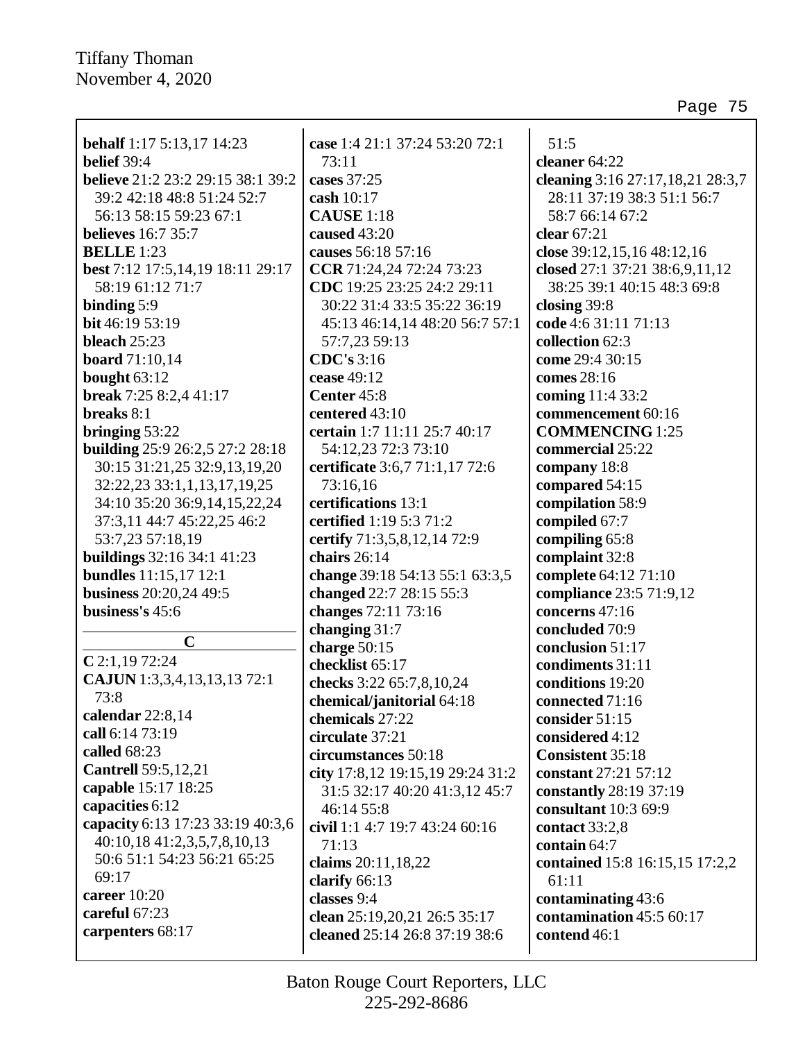**behalf** 1:17 5:13,17 14:23
**belief** 39:4
**believe** 21:2 23:2 29:15 38:1 39:2 39:2 42:18 48:8 51:24 52:7 56:13 58:15 59:23 67:1
**believes** 16:7 35:7
**BELLE** 1:23
**best** 7:12 17:5,14,19 18:11 29:17 58:19 61:12 71:7
**binding** 5:9
**bit** 46:19 53:19
**bleach** 25:23
**board** 71:10,14
**bought** 63:12
**break** 7:25 8:2,4 41:17
**breaks** 8:1
**bringing** 53:22
**building** 25:9 26:2,5 27:2 28:18 30:15 31:21,25 32:9,13,19,20 32:22,23 33:1,1,13,17,19,25 34:10 35:20 36:9,14,15,22,24 37:3,11 44:7 45:22,25 46:2 53:7,23 57:18,19
**buildings** 32:16 34:1 41:23
**bundles** 11:15,17 12:1
**business** 20:20,24 49:5
**business's** 45:6

## C

**C** 2:1,19 72:24
**CAJUN** 1:3,3,4,13,13,13 72:1 73:8
**calendar** 22:8,14
**call** 6:14 73:19
**called** 68:23
**Cantrell** 59:5,12,21
**capable** 15:17 18:25
**capacities** 6:12
**capacity** 6:13 17:23 33:19 40:3,6 40:10,18 41:2,3,5,7,8,10,13 50:6 51:1 54:23 56:21 65:25 69:17
**career** 10:20
**careful** 67:23
**carpenters** 68:17
**case** 1:4 21:1 37:24 53:20 72:1 73:11
**cases** 37:25
**cash** 10:17
**CAUSE** 1:18
**caused** 43:20
**causes** 56:18 57:16
**CCR** 71:24,24 72:24 73:23
**CDC** 19:25 23:25 24:2 29:11 30:22 31:4 33:5 35:22 36:19 45:13 46:14,14 48:20 56:7 57:1 57:7,23 59:13
**CDC's** 3:16
**cease** 49:12
**Center** 45:8
**centered** 43:10
**certain** 1:7 11:11 25:7 40:17 54:12,23 72:3 73:10
**certificate** 3:6,7 71:1,17 72:6 73:16,16
**certifications** 13:1
**certified** 1:19 5:3 71:2
**certify** 71:3,5,8,12,14 72:9
**chairs** 26:14
**change** 39:18 54:13 55:1 63:3,5
**changed** 22:7 28:15 55:3
**changes** 72:11 73:16
**changing** 31:7
**charge** 50:15
**checklist** 65:17
**checks** 3:22 65:7,8,10,24
**chemical/janitorial** 64:18
**chemicals** 27:22
**circulate** 37:21
**circumstances** 50:18
**city** 17:8,12 19:15,19 29:24 31:2 31:5 32:17 40:20 41:3,12 45:7 46:14 55:8
**civil** 1:1 4:7 19:7 43:24 60:16 71:13
**claims** 20:11,18,22
**clarify** 66:13
**classes** 9:4
**clean** 25:19,20,21 26:5 35:17
**cleaned** 25:14 26:8 37:19 38:6 51:5
**cleaner** 64:22
**cleaning** 3:16 27:17,18,21 28:3,7 28:11 37:19 38:3 51:1 56:7 58:7 66:14 67:2
**clear** 67:21
**close** 39:12,15,16 48:12,16
**closed** 27:1 37:21 38:6,9,11,12 38:25 39:1 40:15 48:3 69:8
**closing** 39:8
**code** 4:6 31:11 71:13
**collection** 62:3
**come** 29:4 30:15
**comes** 28:16
**coming** 11:4 33:2
**commencement** 60:16
**COMMENCING** 1:25
**commercial** 25:22
**company** 18:8
**compared** 54:15
**compilation** 58:9
**compiled** 67:7
**compiling** 65:8
**complaint** 32:8
**complete** 64:12 71:10
**compliance** 23:5 71:9,12
**concerns** 47:16
**concluded** 70:9
**conclusion** 51:17
**condiments** 31:11
**conditions** 19:20
**connected** 71:16
**consider** 51:15
**considered** 4:12
**Consistent** 35:18
**constant** 27:21 57:12
**constantly** 28:19 37:19
**consultant** 10:3 69:9
**contact** 33:2,8
**contain** 64:7
**contained** 15:8 16:15,15 17:2,2 61:11
**contaminating** 43:6
**contamination** 45:5 60:17
**contend** 46:1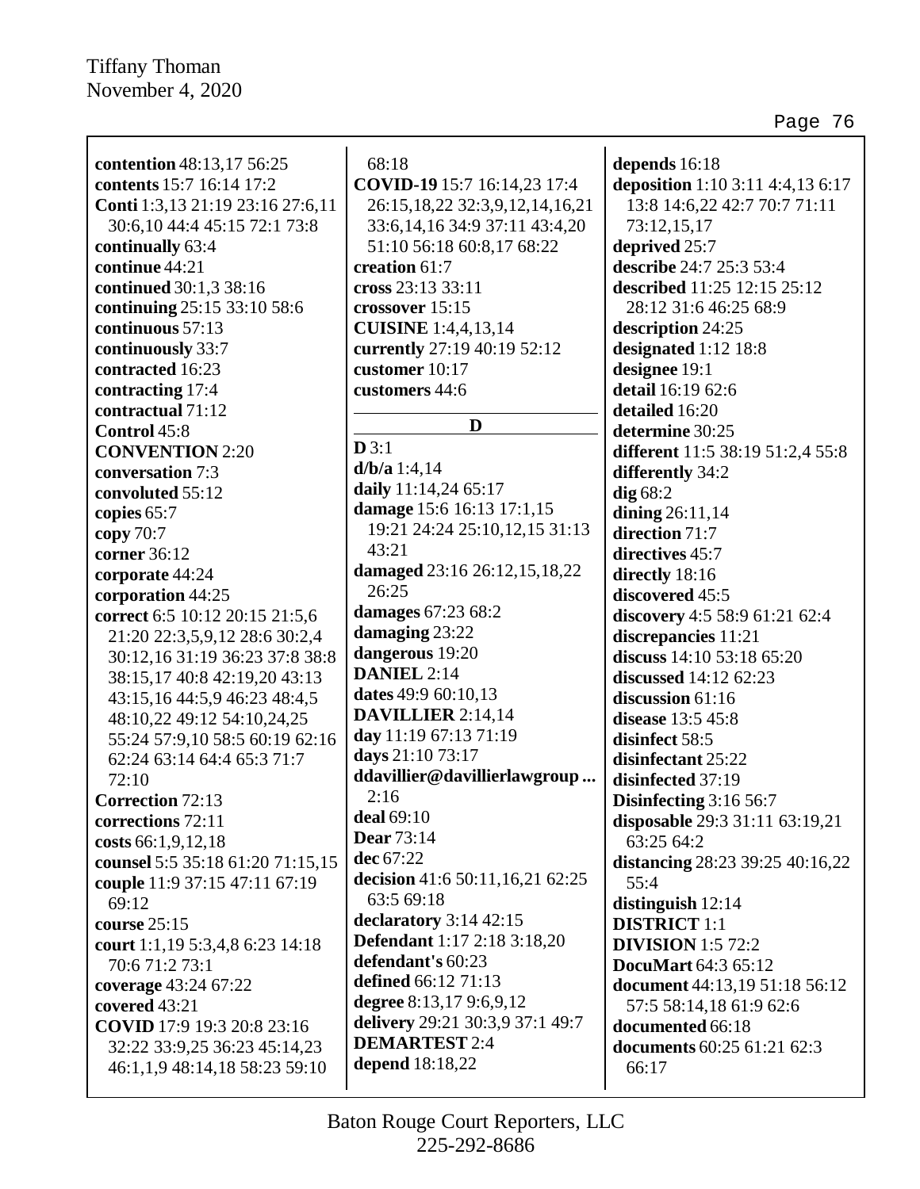**contention** 48:13,17 56:25
**contents** 15:7 16:14 17:2
**Conti** 1:3,13 21:19 23:16 27:6,11 30:6,10 44:4 45:15 72:1 73:8
**continually** 63:4
**continue** 44:21
**continued** 30:1,3 38:16
**continuing** 25:15 33:10 58:6
**continuous** 57:13
**continuously** 33:7
**contracted** 16:23
**contracting** 17:4
**contractual** 71:12
**Control** 45:8
**CONVENTION** 2:20
**conversation** 7:3
**convoluted** 55:12
**copies** 65:7
**copy** 70:7
**corner** 36:12
**corporate** 44:24
**corporation** 44:25
**correct** 6:5 10:12 20:15 21:5,6 21:20 22:3,5,9,12 28:6 30:2,4 30:12,16 31:19 36:23 37:8 38:8 38:15,17 40:8 42:19,20 43:13 43:15,16 44:5,9 46:23 48:4,5 48:10,22 49:12 54:10,24,25 55:24 57:9,10 58:5 60:19 62:16 62:24 63:14 64:4 65:3 71:7 72:10
**Correction** 72:13
**corrections** 72:11
**costs** 66:1,9,12,18
**counsel** 5:5 35:18 61:20 71:15,15
**couple** 11:9 37:15 47:11 67:19 69:12
**course** 25:15
**court** 1:1,19 5:3,4,8 6:23 14:18 70:6 71:2 73:1
**coverage** 43:24 67:22
**covered** 43:21
**COVID** 17:9 19:3 20:8 23:16 32:22 33:9,25 36:23 45:14,23 46:1,1,9 48:14,18 58:23 59:10 68:18
**COVID-19** 15:7 16:14,23 17:4 26:15,18,22 32:3,9,12,14,16,21 33:6,14,16 34:9 37:11 43:4,20 51:10 56:18 60:8,17 68:22
**creation** 61:7
**cross** 23:13 33:11
**crossover** 15:15
**CUISINE** 1:4,4,13,14
**currently** 27:19 40:19 52:12
**customer** 10:17
**customers** 44:6

**D**

**D** 3:1
**d/b/a** 1:4,14
**daily** 11:14,24 65:17
**damage** 15:6 16:13 17:1,15 19:21 24:24 25:10,12,15 31:13 43:21
**damaged** 23:16 26:12,15,18,22 26:25
**damages** 67:23 68:2
**damaging** 23:22
**dangerous** 19:20
**DANIEL** 2:14
**dates** 49:9 60:10,13
**DAVILLIER** 2:14,14
**day** 11:19 67:13 71:19
**days** 21:10 73:17
**ddavillier@davillierlawgroup ...** 2:16
**deal** 69:10
**Dear** 73:14
**dec** 67:22
**decision** 41:6 50:11,16,21 62:25 63:5 69:18
**declaratory** 3:14 42:15
**Defendant** 1:17 2:18 3:18,20
**defendant's** 60:23
**defined** 66:12 71:13
**degree** 8:13,17 9:6,9,12
**delivery** 29:21 30:3,9 37:1 49:7
**DEMARTEST** 2:4
**depend** 18:18,22
**depends** 16:18
**deposition** 1:10 3:11 4:4,13 6:17 13:8 14:6,22 42:7 70:7 71:11 73:12,15,17
**deprived** 25:7
**describe** 24:7 25:3 53:4
**described** 11:25 12:15 25:12 28:12 31:6 46:25 68:9
**description** 24:25
**designated** 1:12 18:8
**designee** 19:1
**detail** 16:19 62:6
**detailed** 16:20
**determine** 30:25
**different** 11:5 38:19 51:2,4 55:8
**differently** 34:2
**dig** 68:2
**dining** 26:11,14
**direction** 71:7
**directives** 45:7
**directly** 18:16
**discovered** 45:5
**discovery** 4:5 58:9 61:21 62:4
**discrepancies** 11:21
**discuss** 14:10 53:18 65:20
**discussed** 14:12 62:23
**discussion** 61:16
**disease** 13:5 45:8
**disinfect** 58:5
**disinfectant** 25:22
**disinfected** 37:19
**Disinfecting** 3:16 56:7
**disposable** 29:3 31:11 63:19,21 63:25 64:2
**distancing** 28:23 39:25 40:16,22 55:4
**distinguish** 12:14
**DISTRICT** 1:1
**DIVISION** 1:5 72:2
**DocuMart** 64:3 65:12
**document** 44:13,19 51:18 56:12 57:5 58:14,18 61:9 62:6
**documented** 66:18
**documents** 60:25 61:21 62:3 66:17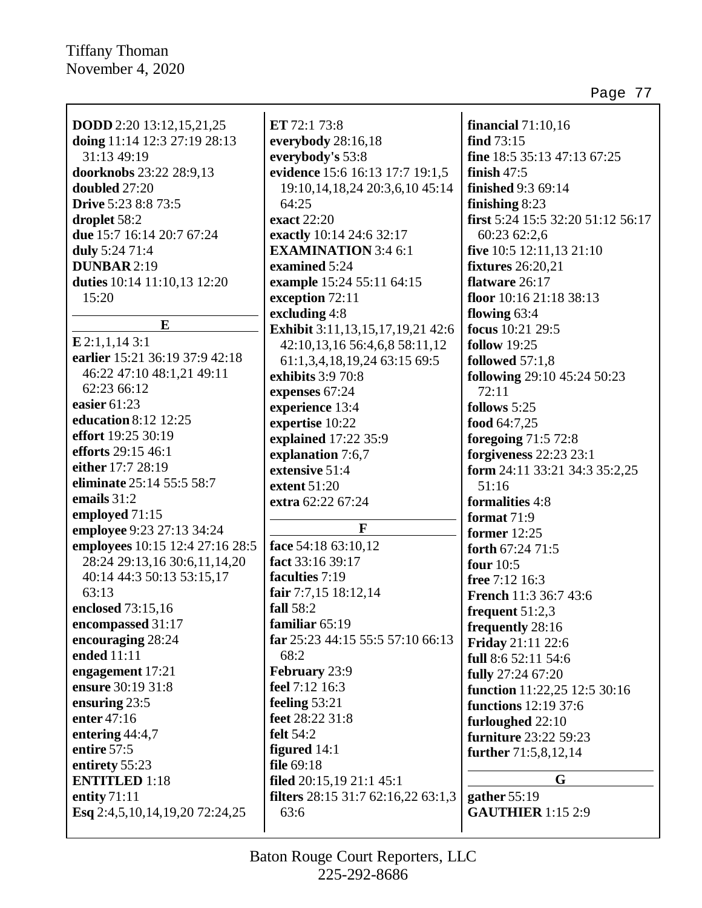**DODD** 2:20 13:12,15,21,25
**doing** 11:14 12:3 27:19 28:13 31:13 49:19
**doorknobs** 23:22 28:9,13
**doubled** 27:20
**Drive** 5:23 8:8 73:5
**droplet** 58:2
**due** 15:7 16:14 20:7 67:24
**duly** 5:24 71:4
**DUNBAR** 2:19
**duties** 10:14 11:10,13 12:20 15:20

### E

**E** 2:1,1,14 3:1
**earlier** 15:21 36:19 37:9 42:18 46:22 47:10 48:1,21 49:11 62:23 66:12
**easier** 61:23
**education** 8:12 12:25
**effort** 19:25 30:19
**efforts** 29:15 46:1
**either** 17:7 28:19
**eliminate** 25:14 55:5 58:7
**emails** 31:2
**employed** 71:15
**employee** 9:23 27:13 34:24
**employees** 10:15 12:4 27:16 28:5 28:24 29:13,16 30:6,11,14,20 40:14 44:3 50:13 53:15,17 63:13
**enclosed** 73:15,16
**encompassed** 31:17
**encouraging** 28:24
**ended** 11:11
**engagement** 17:21
**ensure** 30:19 31:8
**ensuring** 23:5
**enter** 47:16
**entering** 44:4,7
**entire** 57:5
**entirety** 55:23
**ENTITLED** 1:18
**entity** 71:11
**Esq** 2:4,5,10,14,19,20 72:24,25
**ET** 72:1 73:8
**everybody** 28:16,18
**everybody's** 53:8
**evidence** 15:6 16:13 17:7 19:1,5 19:10,14,18,24 20:3,6,10 45:14 64:25
**exact** 22:20
**exactly** 10:14 24:6 32:17
**EXAMINATION** 3:4 6:1
**examined** 5:24
**example** 15:24 55:11 64:15
**exception** 72:11
**excluding** 4:8
**Exhibit** 3:11,13,15,17,19,21 42:6 42:10,13,16 56:4,6,8 58:11,12 61:1,3,4,18,19,24 63:15 69:5
**exhibits** 3:9 70:8
**expenses** 67:24
**experience** 13:4
**expertise** 10:22
**explained** 17:22 35:9
**explanation** 7:6,7
**extensive** 51:4
**extent** 51:20
**extra** 62:22 67:24

### F

**face** 54:18 63:10,12
**fact** 33:16 39:17
**faculties** 7:19
**fair** 7:7,15 18:12,14
**fall** 58:2
**familiar** 65:19
**far** 25:23 44:15 55:5 57:10 66:13 68:2
**February** 23:9
**feel** 7:12 16:3
**feeling** 53:21
**feet** 28:22 31:8
**felt** 54:2
**figured** 14:1
**file** 69:18
**filed** 20:15,19 21:1 45:1
**filters** 28:15 31:7 62:16,22 63:1,3 63:6
**financial** 71:10,16
**find** 73:15
**fine** 18:5 35:13 47:13 67:25
**finish** 47:5
**finished** 9:3 69:14
**finishing** 8:23
**first** 5:24 15:5 32:20 51:12 56:17 60:23 62:2,6
**five** 10:5 12:11,13 21:10
**fixtures** 26:20,21
**flatware** 26:17
**floor** 10:16 21:18 38:13
**flowing** 63:4
**focus** 10:21 29:5
**follow** 19:25
**followed** 57:1,8
**following** 29:10 45:24 50:23 72:11
**follows** 5:25
**food** 64:7,25
**foregoing** 71:5 72:8
**forgiveness** 22:23 23:1
**form** 24:11 33:21 34:3 35:2,25 51:16
**formalities** 4:8
**format** 71:9
**former** 12:25
**forth** 67:24 71:5
**four** 10:5
**free** 7:12 16:3
**French** 11:3 36:7 43:6
**frequent** 51:2,3
**frequently** 28:16
**Friday** 21:11 22:6
**full** 8:6 52:11 54:6
**fully** 27:24 67:20
**function** 11:22,25 12:5 30:16
**functions** 12:19 37:6
**furloughed** 22:10
**furniture** 23:22 59:23
**further** 71:5,8,12,14

### G

**gather** 55:19
**GAUTHIER** 1:15 2:9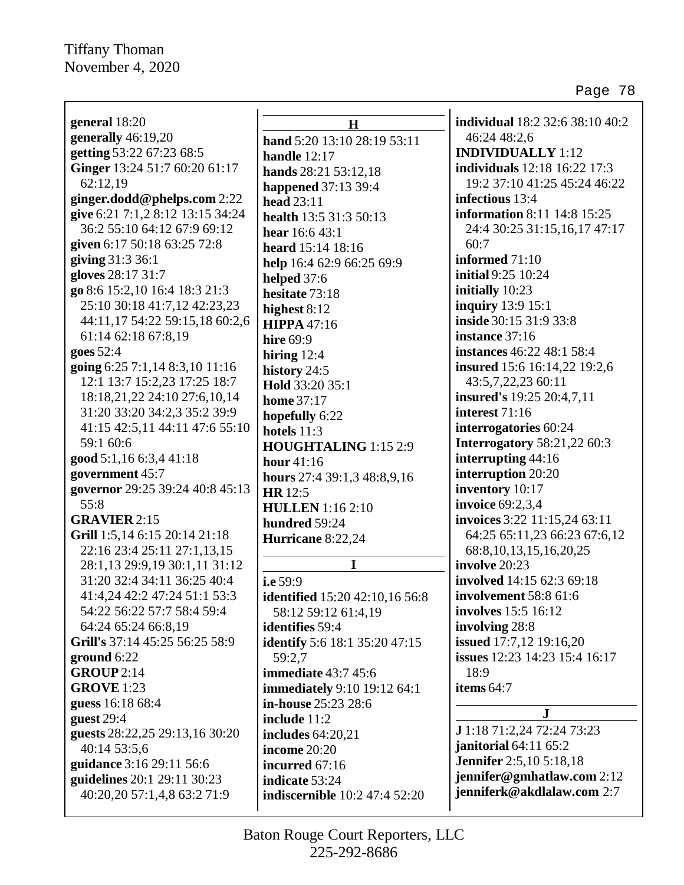**general** 18:20
**generally** 46:19,20
**getting** 53:22 67:23 68:5
**Ginger** 13:24 51:7 60:20 61:17 62:12,19
**ginger.dodd@phelps.com** 2:22
**give** 6:21 7:1,2 8:12 13:15 34:24 36:2 55:10 64:12 67:9 69:12
**given** 6:17 50:18 63:25 72:8
**giving** 31:3 36:1
**gloves** 28:17 31:7
**go** 8:6 15:2,10 16:4 18:3 21:3 25:10 30:18 41:7,12 42:23,23 44:11,17 54:22 59:15,18 60:2,6 61:14 62:18 67:8,19
**goes** 52:4
**going** 6:25 7:1,14 8:3,10 11:16 12:1 13:7 15:2,23 17:25 18:7 18:18,21,22 24:10 27:6,10,14 31:20 33:20 34:2,3 35:2 39:9 41:15 42:5,11 44:11 47:6 55:10 59:1 60:6
**good** 5:1,16 6:3,4 41:18
**government** 45:7
**governor** 29:25 39:24 40:8 45:13 55:8
**GRAVIER** 2:15
**Grill** 1:5,14 6:15 20:14 21:18 22:16 23:4 25:11 27:1,13,15 28:1,13 29:9,19 30:1,11 31:12 31:20 32:4 34:11 36:25 40:4 41:4,24 42:2 47:24 51:1 53:3 54:22 56:22 57:7 58:4 59:4 64:24 65:24 66:8,19
**Grill's** 37:14 45:25 56:25 58:9
**ground** 6:22
**GROUP** 2:14
**GROVE** 1:23
**guess** 16:18 68:4
**guest** 29:4
**guests** 28:22,25 29:13,16 30:20 40:14 53:5,6
**guidance** 3:16 29:11 56:6
**guidelines** 20:1 29:11 30:23 40:20,20 57:1,4,8 63:2 71:9

## H

**hand** 5:20 13:10 28:19 53:11
**handle** 12:17
**hands** 28:21 53:12,18
**happened** 37:13 39:4
**head** 23:11
**health** 13:5 31:3 50:13
**hear** 16:6 43:1
**heard** 15:14 18:16
**help** 16:4 62:9 66:25 69:9
**helped** 37:6
**hesitate** 73:18
**highest** 8:12
**HIPPA** 47:16
**hire** 69:9
**hiring** 12:4
**history** 24:5
**Hold** 33:20 35:1
**home** 37:17
**hopefully** 6:22
**hotels** 11:3
**HOUGHTALING** 1:15 2:9
**hour** 41:16
**hours** 27:4 39:1,3 48:8,9,16
**HR** 12:5
**HULLEN** 1:16 2:10
**hundred** 59:24
**Hurricane** 8:22,24

## I

**i.e** 59:9
**identified** 15:20 42:10,16 56:8 58:12 59:12 61:4,19
**identifies** 59:4
**identify** 5:6 18:1 35:20 47:15 59:2,7
**immediate** 43:7 45:6
**immediately** 9:10 19:12 64:1
**in-house** 25:23 28:6
**include** 11:2
**includes** 64:20,21
**income** 20:20
**incurred** 67:16
**indicate** 53:24
**indiscernible** 10:2 47:4 52:20
**individual** 18:2 32:6 38:10 40:2 46:24 48:2,6
**INDIVIDUALLY** 1:12
**individuals** 12:18 16:22 17:3 19:2 37:10 41:25 45:24 46:22
**infectious** 13:4
**information** 8:11 14:8 15:25 24:4 30:25 31:15,16,17 47:17 60:7
**informed** 71:10
**initial** 9:25 10:24
**initially** 10:23
**inquiry** 13:9 15:1
**inside** 30:15 31:9 33:8
**instance** 37:16
**instances** 46:22 48:1 58:4
**insured** 15:6 16:14,22 19:2,6 43:5,7,22,23 60:11
**insured's** 19:25 20:4,7,11
**interest** 71:16
**interrogatories** 60:24
**Interrogatory** 58:21,22 60:3
**interrupting** 44:16
**interruption** 20:20
**inventory** 10:17
**invoice** 69:2,3,4
**invoices** 3:22 11:15,24 63:11 64:25 65:11,23 66:23 67:6,12 68:8,10,13,15,16,20,25
**involve** 20:23
**involved** 14:15 62:3 69:18
**involvement** 58:8 61:6
**involves** 15:5 16:12
**involving** 28:8
**issued** 17:7,12 19:16,20
**issues** 12:23 14:23 15:4 16:17 18:9
**items** 64:7

## J

**J** 1:18 71:2,24 72:24 73:23
**janitorial** 64:11 65:2
**Jennifer** 2:5,10 5:18,18
**jennifer@gmhatlaw.com** 2:12
**jenniferk@akdlalaw.com** 2:7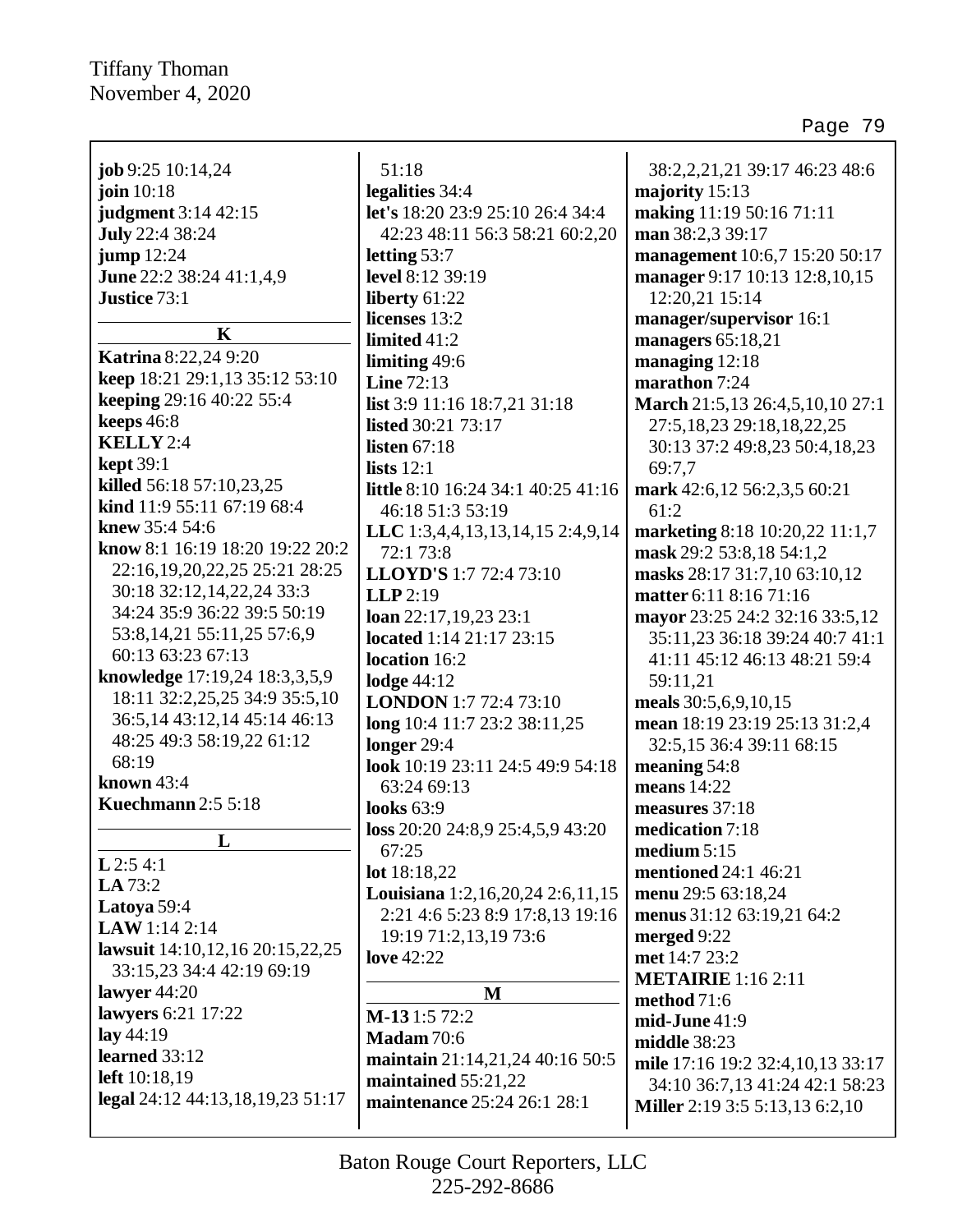**job** 9:25 10:14,24
**join** 10:18
**judgment** 3:14 42:15
**July** 22:4 38:24
**jump** 12:24
**June** 22:2 38:24 41:1,4,9
**Justice** 73:1

**K**

**Katrina** 8:22,24 9:20
**keep** 18:21 29:1,13 35:12 53:10
**keeping** 29:16 40:22 55:4
**keeps** 46:8
**KELLY** 2:4
**kept** 39:1
**killed** 56:18 57:10,23,25
**kind** 11:9 55:11 67:19 68:4
**knew** 35:4 54:6
**know** 8:1 16:19 18:20 19:22 20:2 22:16,19,20,22,25 25:21 28:25 30:18 32:12,14,22,24 33:3 34:24 35:9 36:22 39:5 50:19 53:8,14,21 55:11,25 57:6,9 60:13 63:23 67:13
**knowledge** 17:19,24 18:3,3,5,9 18:11 32:2,25,25 34:9 35:5,10 36:5,14 43:12,14 45:14 46:13 48:25 49:3 58:19,22 61:12 68:19
**known** 43:4
**Kuechmann** 2:5 5:18

**L**

**L** 2:5 4:1
**LA** 73:2
**Latoya** 59:4
**LAW** 1:14 2:14
**lawsuit** 14:10,12,16 20:15,22,25 33:15,23 34:4 42:19 69:19
**lawyer** 44:20
**lawyers** 6:21 17:22
**lay** 44:19
**learned** 33:12
**left** 10:18,19
**legal** 24:12 44:13,18,19,23 51:17 51:18
**legalities** 34:4
**let's** 18:20 23:9 25:10 26:4 34:4 42:23 48:11 56:3 58:21 60:2,20
**letting** 53:7
**level** 8:12 39:19
**liberty** 61:22
**licenses** 13:2
**limited** 41:2
**limiting** 49:6
**Line** 72:13
**list** 3:9 11:16 18:7,21 31:18
**listed** 30:21 73:17
**listen** 67:18
**lists** 12:1
**little** 8:10 16:24 34:1 40:25 41:16 46:18 51:3 53:19
**LLC** 1:3,4,4,13,13,14,15 2:4,9,14 72:1 73:8
**LLOYD'S** 1:7 72:4 73:10
**LLP** 2:19
**loan** 22:17,19,23 23:1
**located** 1:14 21:17 23:15
**location** 16:2
**lodge** 44:12
**LONDON** 1:7 72:4 73:10
**long** 10:4 11:7 23:2 38:11,25
**longer** 29:4
**look** 10:19 23:11 24:5 49:9 54:18 63:24 69:13
**looks** 63:9
**loss** 20:20 24:8,9 25:4,5,9 43:20 67:25
**lot** 18:18,22
**Louisiana** 1:2,16,20,24 2:6,11,15 2:21 4:6 5:23 8:9 17:8,13 19:16 19:19 71:2,13,19 73:6
**love** 42:22

**M**

**M-13** 1:5 72:2
**Madam** 70:6
**maintain** 21:14,21,24 40:16 50:5
**maintained** 55:21,22
**maintenance** 25:24 26:1 28:1 38:2,2,21,21 39:17 46:23 48:6
**majority** 15:13
**making** 11:19 50:16 71:11
**man** 38:2,3 39:17
**management** 10:6,7 15:20 50:17
**manager** 9:17 10:13 12:8,10,15 12:20,21 15:14
**manager/supervisor** 16:1
**managers** 65:18,21
**managing** 12:18
**marathon** 7:24
**March** 21:5,13 26:4,5,10,10 27:1 27:5,18,23 29:18,18,22,25 30:13 37:2 49:8,23 50:4,18,23 69:7,7
**mark** 42:6,12 56:2,3,5 60:21 61:2
**marketing** 8:18 10:20,22 11:1,7
**mask** 29:2 53:8,18 54:1,2
**masks** 28:17 31:7,10 63:10,12
**matter** 6:11 8:16 71:16
**mayor** 23:25 24:2 32:16 33:5,12 35:11,23 36:18 39:24 40:7 41:1 41:11 45:12 46:13 48:21 59:4 59:11,21
**meals** 30:5,6,9,10,15
**mean** 18:19 23:19 25:13 31:2,4 32:5,15 36:4 39:11 68:15
**meaning** 54:8
**means** 14:22
**measures** 37:18
**medication** 7:18
**medium** 5:15
**mentioned** 24:1 46:21
**menu** 29:5 63:18,24
**menus** 31:12 63:19,21 64:2
**merged** 9:22
**met** 14:7 23:2
**METAIRIE** 1:16 2:11
**method** 71:6
**mid-June** 41:9
**middle** 38:23
**mile** 17:16 19:2 32:4,10,13 33:17 34:10 36:7,13 41:24 42:1 58:23
**Miller** 2:19 3:5 5:13,13 6:2,10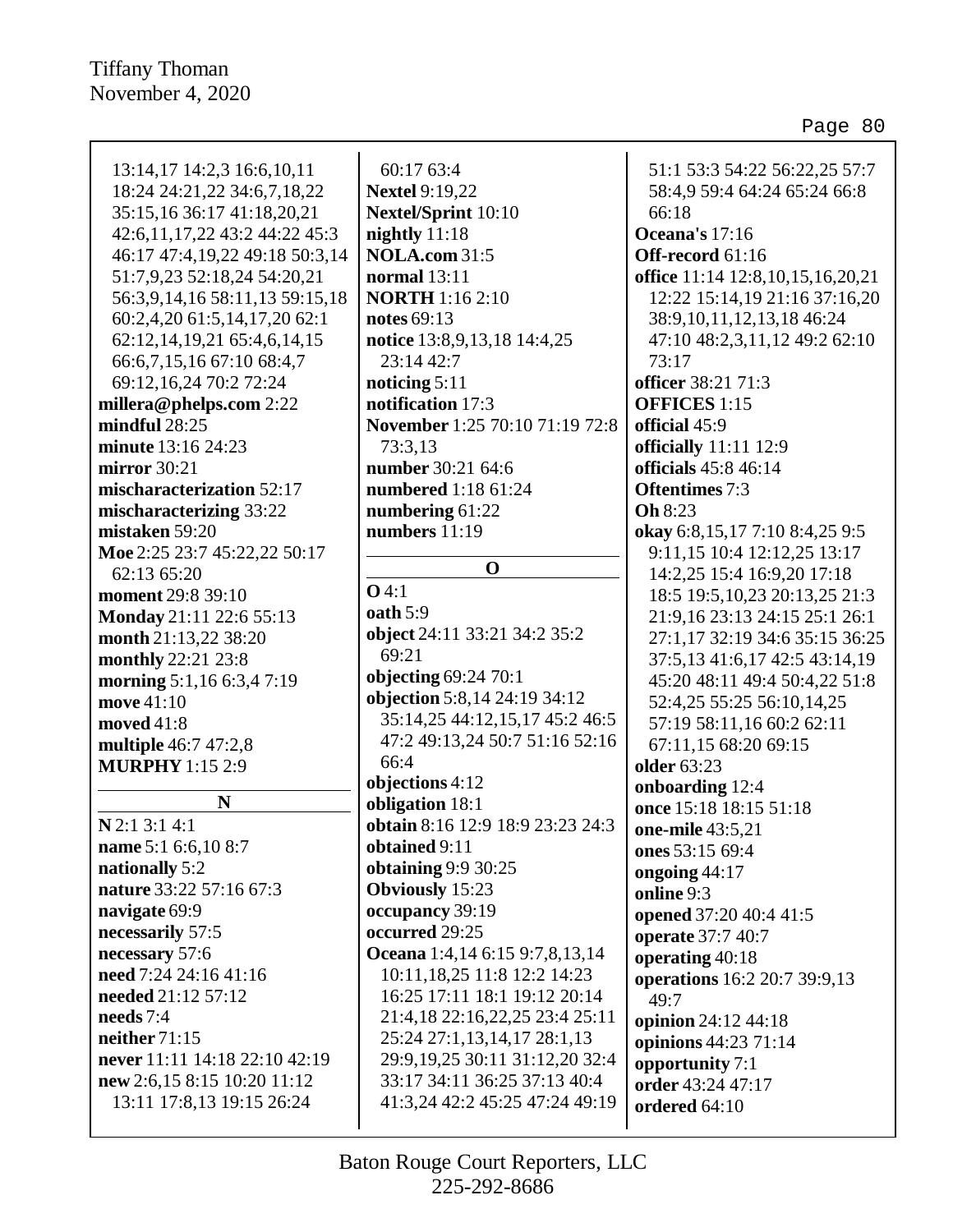13:14,17 14:2,3 16:6,10,11 18:24 24:21,22 34:6,7,18,22 35:15,16 36:17 41:18,20,21 42:6,11,17,22 43:2 44:22 45:3 46:17 47:4,19,22 49:18 50:3,14 51:7,9,23 52:18,24 54:20,21 56:3,9,14,16 58:11,13 59:15,18 60:2,4,20 61:5,14,17,20 62:1 62:12,14,19,21 65:4,6,14,15 66:6,7,15,16 67:10 68:4,7 69:12,16,24 70:2 72:24

**millera@phelps.com** 2:22
**mindful** 28:25
**minute** 13:16 24:23
**mirror** 30:21
**mischaracterization** 52:17
**mischaracterizing** 33:22
**mistaken** 59:20
**Moe** 2:25 23:7 45:22,22 50:17 62:13 65:20
**moment** 29:8 39:10
**Monday** 21:11 22:6 55:13
**month** 21:13,22 38:20
**monthly** 22:21 23:8
**morning** 5:1,16 6:3,4 7:19
**move** 41:10
**moved** 41:8
**multiple** 46:7 47:2,8
**MURPHY** 1:15 2:9

## N

**N** 2:1 3:1 4:1
**name** 5:1 6:6,10 8:7
**nationally** 5:2
**nature** 33:22 57:16 67:3
**navigate** 69:9
**necessarily** 57:5
**necessary** 57:6
**need** 7:24 24:16 41:16
**needed** 21:12 57:12
**needs** 7:4
**neither** 71:15
**never** 11:11 14:18 22:10 42:19
**new** 2:6,15 8:15 10:20 11:12 13:11 17:8,13 19:15 26:24 60:17 63:4
**Nextel** 9:19,22
**Nextel/Sprint** 10:10
**nightly** 11:18
**NOLA.com** 31:5
**normal** 13:11
**NORTH** 1:16 2:10
**notes** 69:13
**notice** 13:8,9,13,18 14:4,25 23:14 42:7
**noticing** 5:11
**notification** 17:3
**November** 1:25 70:10 71:19 72:8 73:3,13
**number** 30:21 64:6
**numbered** 1:18 61:24
**numbering** 61:22
**numbers** 11:19

## O

**O** 4:1
**oath** 5:9
**object** 24:11 33:21 34:2 35:2 69:21
**objecting** 69:24 70:1
**objection** 5:8,14 24:19 34:12 35:14,25 44:12,15,17 45:2 46:5 47:2 49:13,24 50:7 51:16 52:16 66:4
**objections** 4:12
**obligation** 18:1
**obtain** 8:16 12:9 18:9 23:23 24:3
**obtained** 9:11
**obtaining** 9:9 30:25
**Obviously** 15:23
**occupancy** 39:19
**occurred** 29:25
**Oceana** 1:4,14 6:15 9:7,8,13,14 10:11,18,25 11:8 12:2 14:23 16:25 17:11 18:1 19:12 20:14 21:4,18 22:16,22,25 23:4 25:11 25:24 27:1,13,14,17 28:1,13 29:9,19,25 30:11 31:12,20 32:4 33:17 34:11 36:25 37:13 40:4 41:3,24 42:2 45:25 47:24 49:19 51:1 53:3 54:22 56:22,25 57:7 58:4,9 59:4 64:24 65:24 66:8 66:18
**Oceana's** 17:16
**Off-record** 61:16
**office** 11:14 12:8,10,15,16,20,21 12:22 15:14,19 21:16 37:16,20 38:9,10,11,12,13,18 46:24 47:10 48:2,3,11,12 49:2 62:10 73:17
**officer** 38:21 71:3
**OFFICES** 1:15
**official** 45:9
**officially** 11:11 12:9
**officials** 45:8 46:14
**Oftentimes** 7:3
**Oh** 8:23
**okay** 6:8,15,17 7:10 8:4,25 9:5 9:11,15 10:4 12:12,25 13:17 14:2,25 15:4 16:9,20 17:18 18:5 19:5,10,23 20:13,25 21:3 21:9,16 23:13 24:15 25:1 26:1 27:1,17 32:19 34:6 35:15 36:25 37:5,13 41:6,17 42:5 43:14,19 45:20 48:11 49:4 50:4,22 51:8 52:4,25 55:25 56:10,14,25 57:19 58:11,16 60:2 62:11 67:11,15 68:20 69:15
**older** 63:23
**onboarding** 12:4
**once** 15:18 18:15 51:18
**one-mile** 43:5,21
**ones** 53:15 69:4
**ongoing** 44:17
**online** 9:3
**opened** 37:20 40:4 41:5
**operate** 37:7 40:7
**operating** 40:18
**operations** 16:2 20:7 39:9,13 49:7
**opinion** 24:12 44:18
**opinions** 44:23 71:14
**opportunity** 7:1
**order** 43:24 47:17
**ordered** 64:10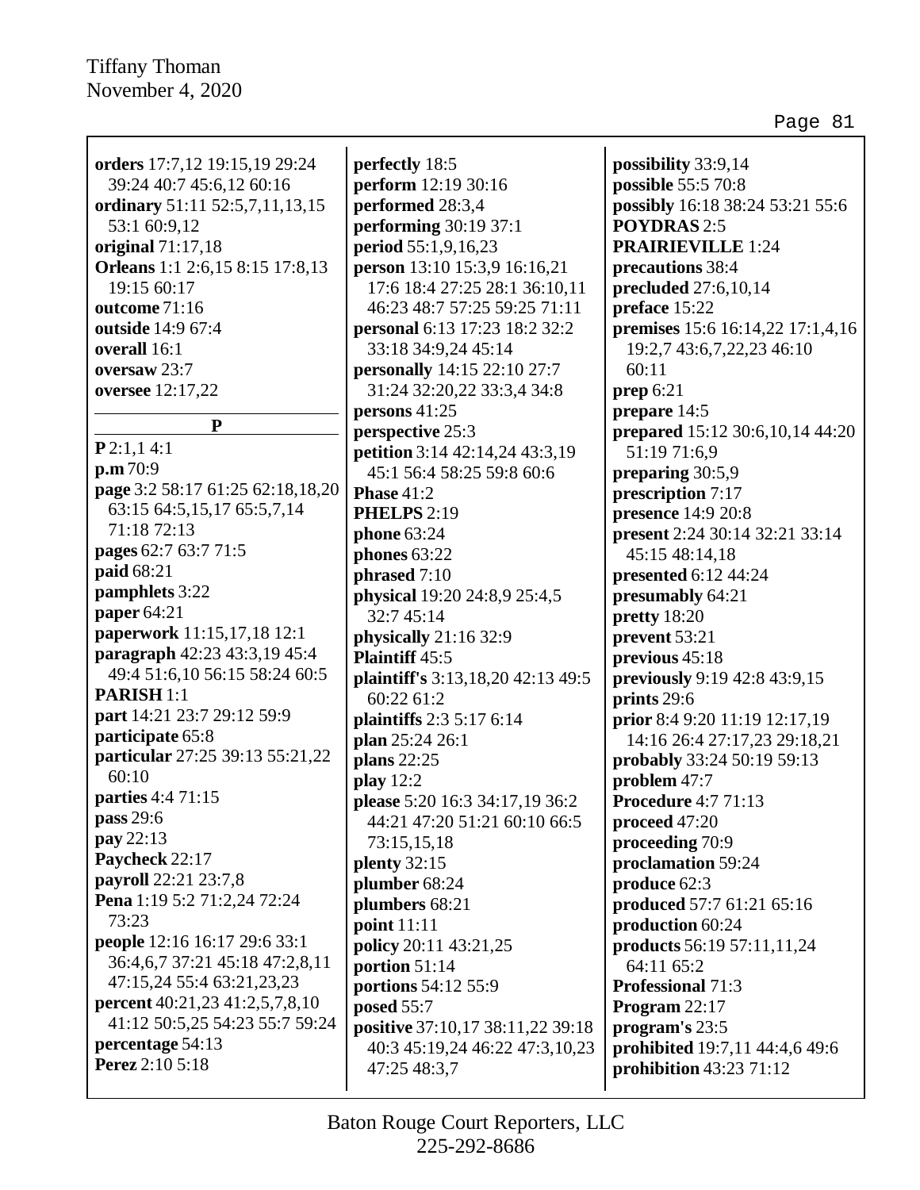**orders** 17:7,12 19:15,19 29:24 39:24 40:7 45:6,12 60:16
**ordinary** 51:11 52:5,7,11,13,15 53:1 60:9,12
**original** 71:17,18
**Orleans** 1:1 2:6,15 8:15 17:8,13 19:15 60:17
**outcome** 71:16
**outside** 14:9 67:4
**overall** 16:1
**oversaw** 23:7
**oversee** 12:17,22

**P**

**P** 2:1,1 4:1
**p.m** 70:9
**page** 3:2 58:17 61:25 62:18,18,20 63:15 64:5,15,17 65:5,7,14 71:18 72:13
**pages** 62:7 63:7 71:5
**paid** 68:21
**pamphlets** 3:22
**paper** 64:21
**paperwork** 11:15,17,18 12:1
**paragraph** 42:23 43:3,19 45:4 49:4 51:6,10 56:15 58:24 60:5
**PARISH** 1:1
**part** 14:21 23:7 29:12 59:9
**participate** 65:8
**particular** 27:25 39:13 55:21,22 60:10
**parties** 4:4 71:15
**pass** 29:6
**pay** 22:13
**Paycheck** 22:17
**payroll** 22:21 23:7,8
**Pena** 1:19 5:2 71:2,24 72:24 73:23
**people** 12:16 16:17 29:6 33:1 36:4,6,7 37:21 45:18 47:2,8,11 47:15,24 55:4 63:21,23,23
**percent** 40:21,23 41:2,5,7,8,10 41:12 50:5,25 54:23 55:7 59:24
**percentage** 54:13
**Perez** 2:10 5:18
**perfectly** 18:5
**perform** 12:19 30:16
**performed** 28:3,4
**performing** 30:19 37:1
**period** 55:1,9,16,23
**person** 13:10 15:3,9 16:16,21 17:6 18:4 27:25 28:1 36:10,11 46:23 48:7 57:25 59:25 71:11
**personal** 6:13 17:23 18:2 32:2 33:18 34:9,24 45:14
**personally** 14:15 22:10 27:7 31:24 32:20,22 33:3,4 34:8
**persons** 41:25
**perspective** 25:3
**petition** 3:14 42:14,24 43:3,19 45:1 56:4 58:25 59:8 60:6
**Phase** 41:2
**PHELPS** 2:19
**phone** 63:24
**phones** 63:22
**phrased** 7:10
**physical** 19:20 24:8,9 25:4,5 32:7 45:14
**physically** 21:16 32:9
**Plaintiff** 45:5
**plaintiff's** 3:13,18,20 42:13 49:5 60:22 61:2
**plaintiffs** 2:3 5:17 6:14
**plan** 25:24 26:1
**plans** 22:25
**play** 12:2
**please** 5:20 16:3 34:17,19 36:2 44:21 47:20 51:21 60:10 66:5 73:15,15,18
**plenty** 32:15
**plumber** 68:24
**plumbers** 68:21
**point** 11:11
**policy** 20:11 43:21,25
**portion** 51:14
**portions** 54:12 55:9
**posed** 55:7
**positive** 37:10,17 38:11,22 39:18 40:3 45:19,24 46:22 47:3,10,23 47:25 48:3,7
**possibility** 33:9,14
**possible** 55:5 70:8
**possibly** 16:18 38:24 53:21 55:6
**POYDRAS** 2:5
**PRAIRIEVILLE** 1:24
**precautions** 38:4
**precluded** 27:6,10,14
**preface** 15:22
**premises** 15:6 16:14,22 17:1,4,16 19:2,7 43:6,7,22,23 46:10 60:11
**prep** 6:21
**prepare** 14:5
**prepared** 15:12 30:6,10,14 44:20 51:19 71:6,9
**preparing** 30:5,9
**prescription** 7:17
**presence** 14:9 20:8
**present** 2:24 30:14 32:21 33:14 45:15 48:14,18
**presented** 6:12 44:24
**presumably** 64:21
**pretty** 18:20
**prevent** 53:21
**previous** 45:18
**previously** 9:19 42:8 43:9,15
**prints** 29:6
**prior** 8:4 9:20 11:19 12:17,19 14:16 26:4 27:17,23 29:18,21
**probably** 33:24 50:19 59:13
**problem** 47:7
**Procedure** 4:7 71:13
**proceed** 47:20
**proceeding** 70:9
**proclamation** 59:24
**produce** 62:3
**produced** 57:7 61:21 65:16
**production** 60:24
**products** 56:19 57:11,11,24 64:11 65:2
**Professional** 71:3
**Program** 22:17
**program's** 23:5
**prohibited** 19:7,11 44:4,6 49:6
**prohibition** 43:23 71:12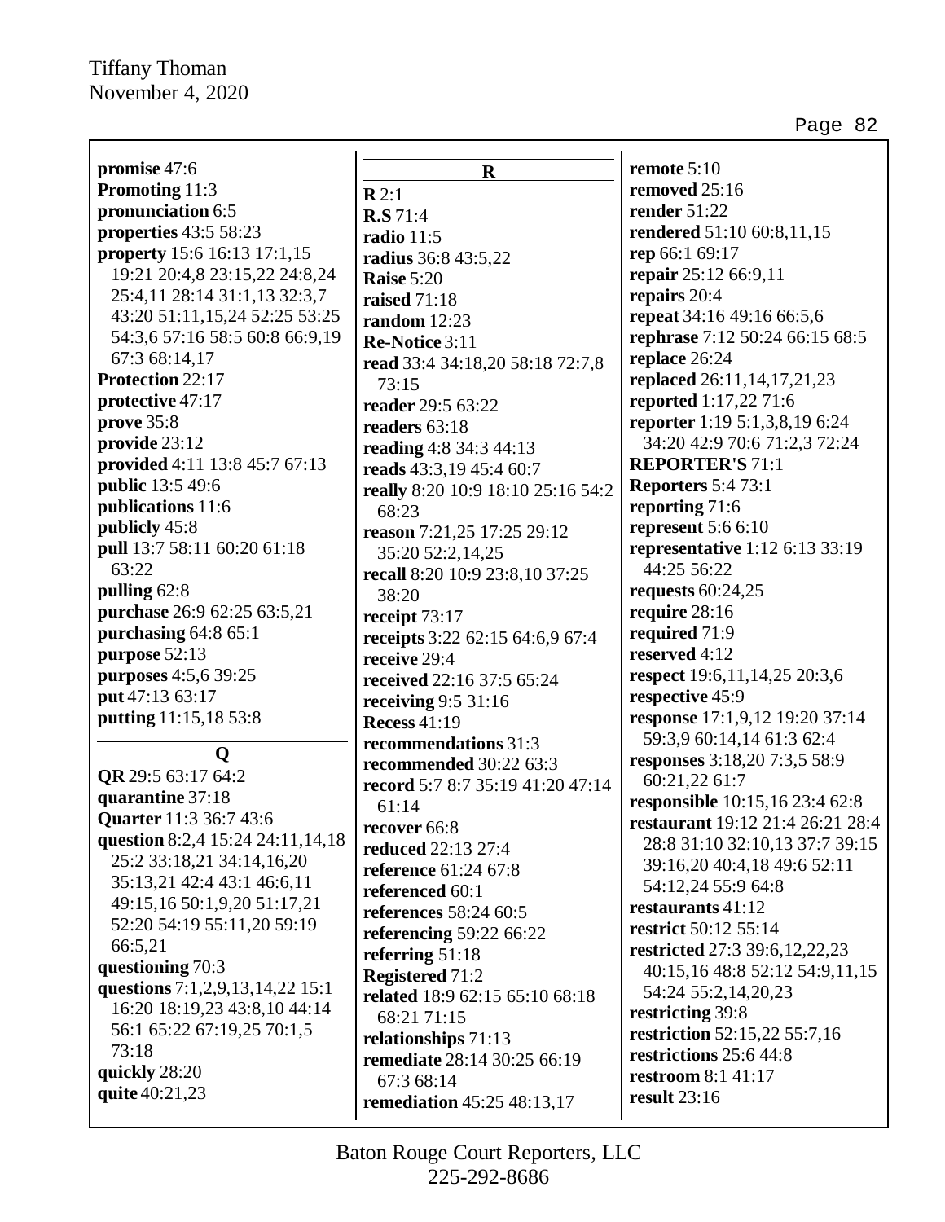**promise** 47:6
**Promoting** 11:3
**pronunciation** 6:5
**properties** 43:5 58:23
**property** 15:6 16:13 17:1,15 19:21 20:4,8 23:15,22 24:8,24 25:4,11 28:14 31:1,13 32:3,7 43:20 51:11,15,24 52:25 53:25 54:3,6 57:16 58:5 60:8 66:9,19 67:3 68:14,17
**Protection** 22:17
**protective** 47:17
**prove** 35:8
**provide** 23:12
**provided** 4:11 13:8 45:7 67:13
**public** 13:5 49:6
**publications** 11:6
**publicly** 45:8
**pull** 13:7 58:11 60:20 61:18 63:22
**pulling** 62:8
**purchase** 26:9 62:25 63:5,21
**purchasing** 64:8 65:1
**purpose** 52:13
**purposes** 4:5,6 39:25
**put** 47:13 63:17
**putting** 11:15,18 53:8

**Q**

**QR** 29:5 63:17 64:2
**quarantine** 37:18
**Quarter** 11:3 36:7 43:6
**question** 8:2,4 15:24 24:11,14,18 25:2 33:18,21 34:14,16,20 35:13,21 42:4 43:1 46:6,11 49:15,16 50:1,9,20 51:17,21 52:20 54:19 55:11,20 59:19 66:5,21
**questioning** 70:3
**questions** 7:1,2,9,13,14,22 15:1 16:20 18:19,23 43:8,10 44:14 56:1 65:22 67:19,25 70:1,5 73:18
**quickly** 28:20
**quite** 40:21,23

**R**

**R** 2:1
**R.S** 71:4
**radio** 11:5
**radius** 36:8 43:5,22
**Raise** 5:20
**raised** 71:18
**random** 12:23
**Re-Notice** 3:11
**read** 33:4 34:18,20 58:18 72:7,8 73:15
**reader** 29:5 63:22
**readers** 63:18
**reading** 4:8 34:3 44:13
**reads** 43:3,19 45:4 60:7
**really** 8:20 10:9 18:10 25:16 54:2 68:23
**reason** 7:21,25 17:25 29:12 35:20 52:2,14,25
**recall** 8:20 10:9 23:8,10 37:25 38:20
**receipt** 73:17
**receipts** 3:22 62:15 64:6,9 67:4
**receive** 29:4
**received** 22:16 37:5 65:24
**receiving** 9:5 31:16
**Recess** 41:19
**recommendations** 31:3
**recommended** 30:22 63:3
**record** 5:7 8:7 35:19 41:20 47:14 61:14
**recover** 66:8
**reduced** 22:13 27:4
**reference** 61:24 67:8
**referenced** 60:1
**references** 58:24 60:5
**referencing** 59:22 66:22
**referring** 51:18
**Registered** 71:2
**related** 18:9 62:15 65:10 68:18 68:21 71:15
**relationships** 71:13
**remediate** 28:14 30:25 66:19 67:3 68:14
**remediation** 45:25 48:13,17
**remote** 5:10
**removed** 25:16
**render** 51:22
**rendered** 51:10 60:8,11,15
**rep** 66:1 69:17
**repair** 25:12 66:9,11
**repairs** 20:4
**repeat** 34:16 49:16 66:5,6
**rephrase** 7:12 50:24 66:15 68:5
**replace** 26:24
**replaced** 26:11,14,17,21,23
**reported** 1:17,22 71:6
**reporter** 1:19 5:1,3,8,19 6:24 34:20 42:9 70:6 71:2,3 72:24
**REPORTER'S** 71:1
**Reporters** 5:4 73:1
**reporting** 71:6
**represent** 5:6 6:10
**representative** 1:12 6:13 33:19 44:25 56:22
**requests** 60:24,25
**require** 28:16
**required** 71:9
**reserved** 4:12
**respect** 19:6,11,14,25 20:3,6
**respective** 45:9
**response** 17:1,9,12 19:20 37:14 59:3,9 60:14,14 61:3 62:4
**responses** 3:18,20 7:3,5 58:9 60:21,22 61:7
**responsible** 10:15,16 23:4 62:8
**restaurant** 19:12 21:4 26:21 28:4 28:8 31:10 32:10,13 37:7 39:15 39:16,20 40:4,18 49:6 52:11 54:12,24 55:9 64:8
**restaurants** 41:12
**restrict** 50:12 55:14
**restricted** 27:3 39:6,12,22,23 40:15,16 48:8 52:12 54:9,11,15 54:24 55:2,14,20,23
**restricting** 39:8
**restriction** 52:15,22 55:7,16
**restrictions** 25:6 44:8
**restroom** 8:1 41:17
**result** 23:16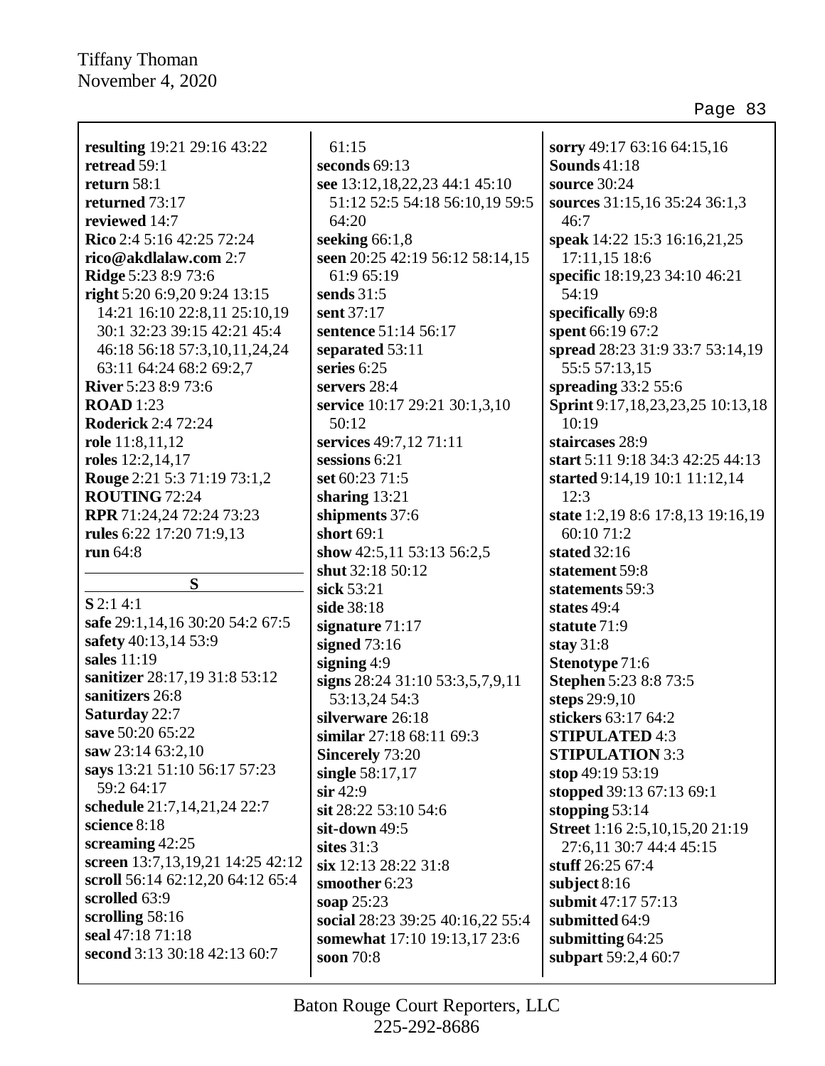**resulting** 19:21 29:16 43:22
**retread** 59:1
**return** 58:1
**returned** 73:17
**reviewed** 14:7
**Rico** 2:4 5:16 42:25 72:24
**rico@akdlalaw.com** 2:7
**Ridge** 5:23 8:9 73:6
**right** 5:20 6:9,20 9:24 13:15 14:21 16:10 22:8,11 25:10,19 30:1 32:23 39:15 42:21 45:4 46:18 56:18 57:3,10,11,24,24 63:11 64:24 68:2 69:2,7
**River** 5:23 8:9 73:6
**ROAD** 1:23
**Roderick** 2:4 72:24
**role** 11:8,11,12
**roles** 12:2,14,17
**Rouge** 2:21 5:3 71:19 73:1,2
**ROUTING** 72:24
**RPR** 71:24,24 72:24 73:23
**rules** 6:22 17:20 71:9,13
**run** 64:8

## S

**S** 2:1 4:1
**safe** 29:1,14,16 30:20 54:2 67:5
**safety** 40:13,14 53:9
**sales** 11:19
**sanitizer** 28:17,19 31:8 53:12
**sanitizers** 26:8
**Saturday** 22:7
**save** 50:20 65:22
**saw** 23:14 63:2,10
**says** 13:21 51:10 56:17 57:23 59:2 64:17
**schedule** 21:7,14,21,24 22:7
**science** 8:18
**screaming** 42:25
**screen** 13:7,13,19,21 14:25 42:12
**scroll** 56:14 62:12,20 64:12 65:4
**scrolled** 63:9
**scrolling** 58:16
**seal** 47:18 71:18
**second** 3:13 30:18 42:13 60:7 61:15
**seconds** 69:13
**see** 13:12,18,22,23 44:1 45:10 51:12 52:5 54:18 56:10,19 59:5 64:20
**seeking** 66:1,8
**seen** 20:25 42:19 56:12 58:14,15 61:9 65:19
**sends** 31:5
**sent** 37:17
**sentence** 51:14 56:17
**separated** 53:11
**series** 6:25
**servers** 28:4
**service** 10:17 29:21 30:1,3,10 50:12
**services** 49:7,12 71:11
**sessions** 6:21
**set** 60:23 71:5
**sharing** 13:21
**shipments** 37:6
**short** 69:1
**show** 42:5,11 53:13 56:2,5
**shut** 32:18 50:12
**sick** 53:21
**side** 38:18
**signature** 71:17
**signed** 73:16
**signing** 4:9
**signs** 28:24 31:10 53:3,5,7,9,11 53:13,24 54:3
**silverware** 26:18
**similar** 27:18 68:11 69:3
**Sincerely** 73:20
**single** 58:17,17
**sir** 42:9
**sit** 28:22 53:10 54:6
**sit-down** 49:5
**sites** 31:3
**six** 12:13 28:22 31:8
**smoother** 6:23
**soap** 25:23
**social** 28:23 39:25 40:16,22 55:4
**somewhat** 17:10 19:13,17 23:6
**soon** 70:8
**sorry** 49:17 63:16 64:15,16
**Sounds** 41:18
**source** 30:24
**sources** 31:15,16 35:24 36:1,3 46:7
**speak** 14:22 15:3 16:16,21,25 17:11,15 18:6
**specific** 18:19,23 34:10 46:21 54:19
**specifically** 69:8
**spent** 66:19 67:2
**spread** 28:23 31:9 33:7 53:14,19 55:5 57:13,15
**spreading** 33:2 55:6
**Sprint** 9:17,18,23,23,25 10:13,18 10:19
**staircases** 28:9
**start** 5:11 9:18 34:3 42:25 44:13
**started** 9:14,19 10:1 11:12,14 12:3
**state** 1:2,19 8:6 17:8,13 19:16,19 60:10 71:2
**stated** 32:16
**statement** 59:8
**statements** 59:3
**states** 49:4
**statute** 71:9
**stay** 31:8
**Stenotype** 71:6
**Stephen** 5:23 8:8 73:5
**steps** 29:9,10
**stickers** 63:17 64:2
**STIPULATED** 4:3
**STIPULATION** 3:3
**stop** 49:19 53:19
**stopped** 39:13 67:13 69:1
**stopping** 53:14
**Street** 1:16 2:5,10,15,20 21:19 27:6,11 30:7 44:4 45:15
**stuff** 26:25 67:4
**subject** 8:16
**submit** 47:17 57:13
**submitted** 64:9
**submitting** 64:25
**subpart** 59:2,4 60:7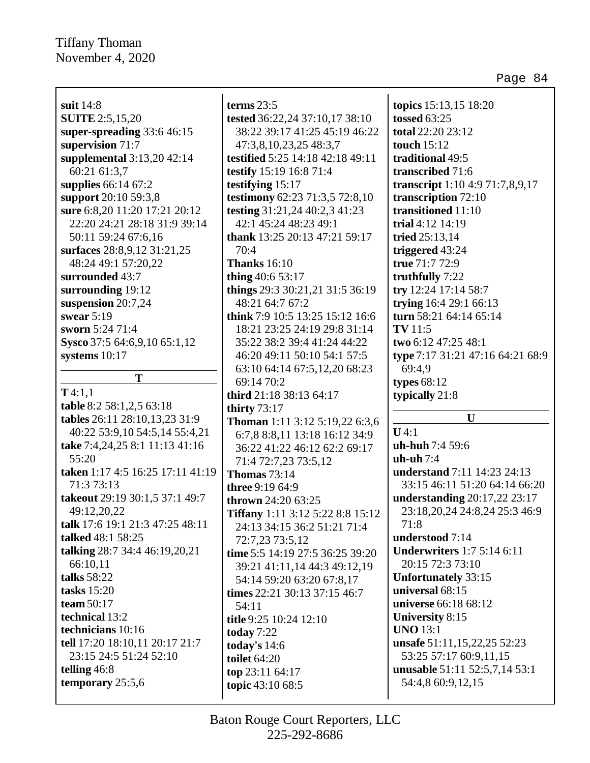**suit** 14:8
**SUITE** 2:5,15,20
**super-spreading** 33:6 46:15
**supervision** 71:7
**supplemental** 3:13,20 42:14 60:21 61:3,7
**supplies** 66:14 67:2
**support** 20:10 59:3,8
**sure** 6:8,20 11:20 17:21 20:12 22:20 24:21 28:18 31:9 39:14 50:11 59:24 67:6,16
**surfaces** 28:8,9,12 31:21,25 48:24 49:1 57:20,22
**surrounded** 43:7
**surrounding** 19:12
**suspension** 20:7,24
**swear** 5:19
**sworn** 5:24 71:4
**Sysco** 37:5 64:6,9,10 65:1,12
**systems** 10:17

### T

**T** 4:1,1
**table** 8:2 58:1,2,5 63:18
**tables** 26:11 28:10,13,23 31:9 40:22 53:9,10 54:5,14 55:4,21
**take** 7:4,24,25 8:1 11:13 41:16 55:20
**taken** 1:17 4:5 16:25 17:11 41:19 71:3 73:13
**takeout** 29:19 30:1,5 37:1 49:7 49:12,20,22
**talk** 17:6 19:1 21:3 47:25 48:11
**talked** 48:1 58:25
**talking** 28:7 34:4 46:19,20,21 66:10,11
**talks** 58:22
**tasks** 15:20
**team** 50:17
**technical** 13:2
**technicians** 10:16
**tell** 17:20 18:10,11 20:17 21:7 23:15 24:5 51:24 52:10
**telling** 46:8
**temporary** 25:5,6
**terms** 23:5
**tested** 36:22,24 37:10,17 38:10 38:22 39:17 41:25 45:19 46:22 47:3,8,10,23,25 48:3,7
**testified** 5:25 14:18 42:18 49:11
**testify** 15:19 16:8 71:4
**testifying** 15:17
**testimony** 62:23 71:3,5 72:8,10
**testing** 31:21,24 40:2,3 41:23 42:1 45:24 48:23 49:1
**thank** 13:25 20:13 47:21 59:17 70:4
**Thanks** 16:10
**thing** 40:6 53:17
**things** 29:3 30:21,21 31:5 36:19 48:21 64:7 67:2
**think** 7:9 10:5 13:25 15:12 16:6 18:21 23:25 24:19 29:8 31:14 35:22 38:2 39:4 41:24 44:22 46:20 49:11 50:10 54:1 57:5 63:10 64:14 67:5,12,20 68:23 69:14 70:2
**third** 21:18 38:13 64:17
**thirty** 73:17
**Thoman** 1:11 3:12 5:19,22 6:3,6 6:7,8 8:8,11 13:18 16:12 34:9 36:22 41:22 46:12 62:2 69:17 71:4 72:7,23 73:5,12
**Thomas** 73:14
**three** 9:19 64:9
**thrown** 24:20 63:25
**Tiffany** 1:11 3:12 5:22 8:8 15:12 24:13 34:15 36:2 51:21 71:4 72:7,23 73:5,12
**time** 5:5 14:19 27:5 36:25 39:20 39:21 41:11,14 44:3 49:12,19 54:14 59:20 63:20 67:8,17
**times** 22:21 30:13 37:15 46:7 54:11
**title** 9:25 10:24 12:10
**today** 7:22
**today's** 14:6
**toilet** 64:20
**top** 23:11 64:17
**topic** 43:10 68:5
**topics** 15:13,15 18:20
**tossed** 63:25
**total** 22:20 23:12
**touch** 15:12
**traditional** 49:5
**transcribed** 71:6
**transcript** 1:10 4:9 71:7,8,9,17
**transcription** 72:10
**transitioned** 11:10
**trial** 4:12 14:19
**tried** 25:13,14
**triggered** 43:24
**true** 71:7 72:9
**truthfully** 7:22
**try** 12:24 17:14 58:7
**trying** 16:4 29:1 66:13
**turn** 58:21 64:14 65:14
**TV** 11:5
**two** 6:12 47:25 48:1
**type** 7:17 31:21 47:16 64:21 68:9 69:4,9
**types** 68:12
**typically** 21:8

### U

**U** 4:1
**uh-huh** 7:4 59:6
**uh-uh** 7:4
**understand** 7:11 14:23 24:13 33:15 46:11 51:20 64:14 66:20
**understanding** 20:17,22 23:17 23:18,20,24 24:8,24 25:3 46:9 71:8
**understood** 7:14
**Underwriters** 1:7 5:14 6:11 20:15 72:3 73:10
**Unfortunately** 33:15
**universal** 68:15
**universe** 66:18 68:12
**University** 8:15
**UNO** 13:1
**unsafe** 51:11,15,22,25 52:23 53:25 57:17 60:9,11,15
**unusable** 51:11 52:5,7,14 53:1 54:4,8 60:9,12,15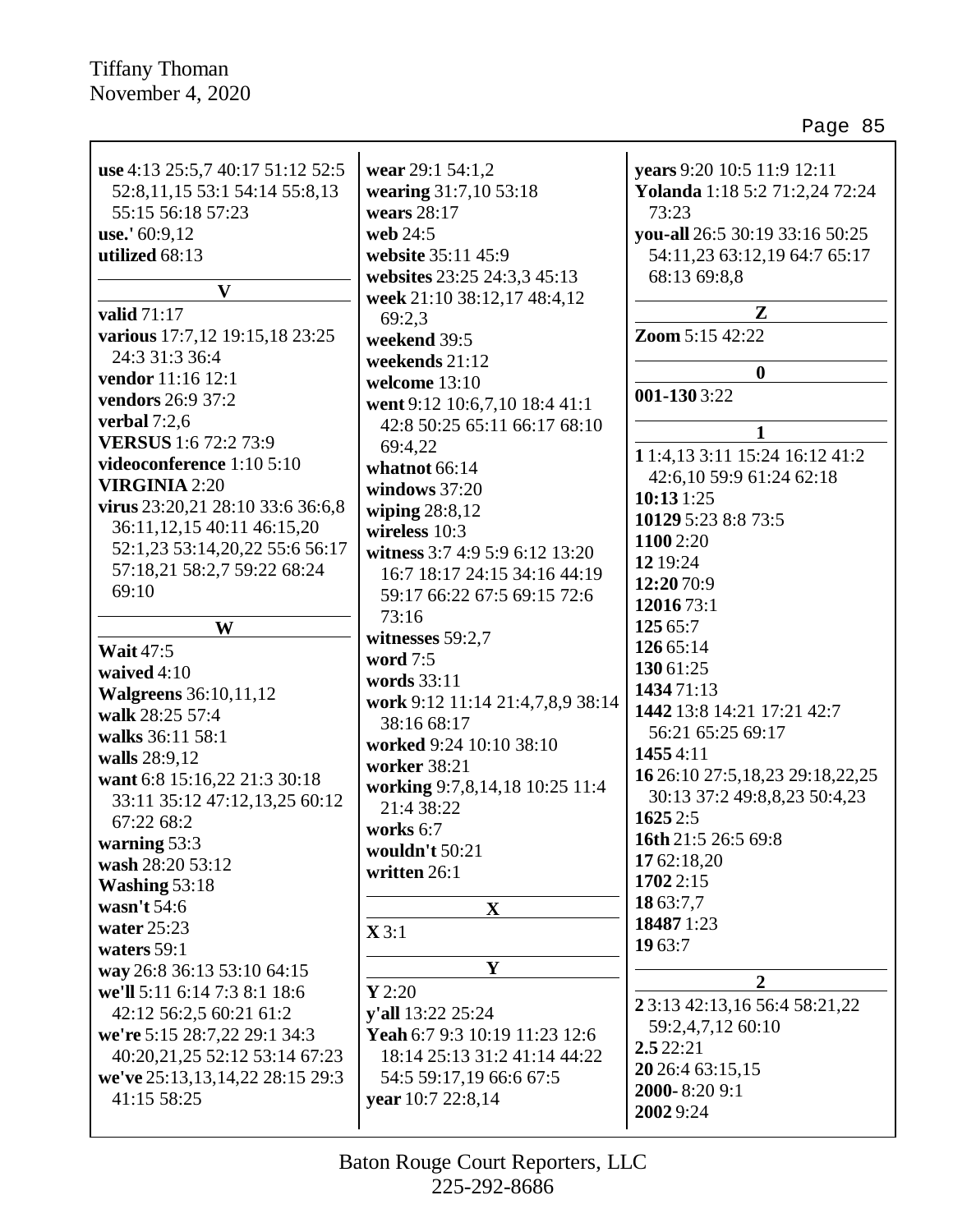**use** 4:13 25:5,7 40:17 51:12 52:5 52:8,11,15 53:1 54:14 55:8,13 55:15 56:18 57:23
**use.'** 60:9,12
**utilized** 68:13

**V**

**valid** 71:17
**various** 17:7,12 19:15,18 23:25 24:3 31:3 36:4
**vendor** 11:16 12:1
**vendors** 26:9 37:2
**verbal** 7:2,6
**VERSUS** 1:6 72:2 73:9
**videoconference** 1:10 5:10
**VIRGINIA** 2:20
**virus** 23:20,21 28:10 33:6 36:6,8 36:11,12,15 40:11 46:15,20 52:1,23 53:14,20,22 55:6 56:17 57:18,21 58:2,7 59:22 68:24 69:10

**W**

**Wait** 47:5
**waived** 4:10
**Walgreens** 36:10,11,12
**walk** 28:25 57:4
**walks** 36:11 58:1
**walls** 28:9,12
**want** 6:8 15:16,22 21:3 30:18 33:11 35:12 47:12,13,25 60:12 67:22 68:2
**warning** 53:3
**wash** 28:20 53:12
**Washing** 53:18
**wasn't** 54:6
**water** 25:23
**waters** 59:1
**way** 26:8 36:13 53:10 64:15
**we'll** 5:11 6:14 7:3 8:1 18:6 42:12 56:2,5 60:21 61:2
**we're** 5:15 28:7,22 29:1 34:3 40:20,21,25 52:12 53:14 67:23
**we've** 25:13,13,14,22 28:15 29:3 41:15 58:25
**wear** 29:1 54:1,2
**wearing** 31:7,10 53:18
**wears** 28:17
**web** 24:5
**website** 35:11 45:9
**websites** 23:25 24:3,3 45:13
**week** 21:10 38:12,17 48:4,12 69:2,3
**weekend** 39:5
**weekends** 21:12
**welcome** 13:10
**went** 9:12 10:6,7,10 18:4 41:1 42:8 50:25 65:11 66:17 68:10 69:4,22
**whatnot** 66:14
**windows** 37:20
**wiping** 28:8,12
**wireless** 10:3
**witness** 3:7 4:9 5:9 6:12 13:20 16:7 18:17 24:15 34:16 44:19 59:17 66:22 67:5 69:15 72:6 73:16
**witnesses** 59:2,7
**word** 7:5
**words** 33:11
**work** 9:12 11:14 21:4,7,8,9 38:14 38:16 68:17
**worked** 9:24 10:10 38:10
**worker** 38:21
**working** 9:7,8,14,18 10:25 11:4 21:4 38:22
**works** 6:7
**wouldn't** 50:21
**written** 26:1

**X**

**X** 3:1

**Y**

**Y** 2:20
**y'all** 13:22 25:24
**Yeah** 6:7 9:3 10:19 11:23 12:6 18:14 25:13 31:2 41:14 44:22 54:5 59:17,19 66:6 67:5
**year** 10:7 22:8,14
**years** 9:20 10:5 11:9 12:11
**Yolanda** 1:18 5:2 71:2,24 72:24 73:23
**you-all** 26:5 30:19 33:16 50:25 54:11,23 63:12,19 64:7 65:17 68:13 69:8,8

**Z**

**Zoom** 5:15 42:22

**0**

**001-130** 3:22

**1**

**1** 1:4,13 3:11 15:24 16:12 41:2 42:6,10 59:9 61:24 62:18
**10:13** 1:25
**10129** 5:23 8:8 73:5
**1100** 2:20
**12** 19:24
**12:20** 70:9
**12016** 73:1
**125** 65:7
**126** 65:14
**130** 61:25
**1434** 71:13
**1442** 13:8 14:21 17:21 42:7 56:21 65:25 69:17
**1455** 4:11
**16** 26:10 27:5,18,23 29:18,22,25 30:13 37:2 49:8,8,23 50:4,23
**1625** 2:5
**16th** 21:5 26:5 69:8
**17** 62:18,20
**1702** 2:15
**18** 63:7,7
**18487** 1:23
**19** 63:7

**2**

**2** 3:13 42:13,16 56:4 58:21,22 59:2,4,7,12 60:10
**2.5** 22:21
**20** 26:4 63:15,15
**2000-** 8:20 9:1
**2002** 9:24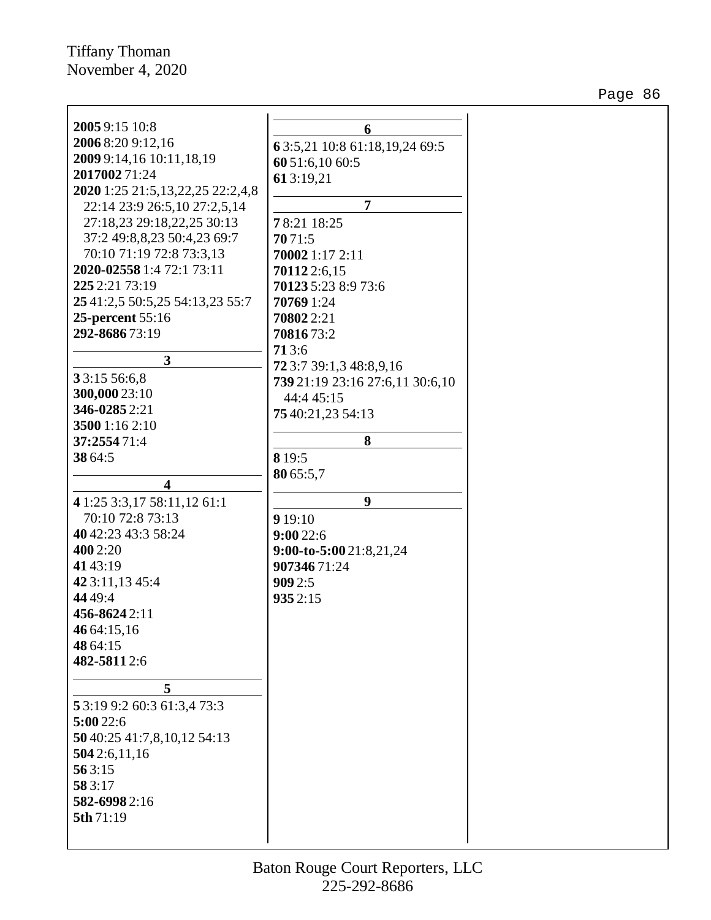**2005** 9:15 10:8
**2006** 8:20 9:12,16
**2009** 9:14,16 10:11,18,19
**2017002** 71:24
**2020** 1:25 21:5,13,22,25 22:2,4,8 22:14 23:9 26:5,10 27:2,5,14 27:18,23 29:18,22,25 30:13 37:2 49:8,8,23 50:4,23 69:7 70:10 71:19 72:8 73:3,13
**2020-02558** 1:4 72:1 73:11
**225** 2:21 73:19
**25** 41:2,5 50:5,25 54:13,23 55:7
**25-percent** 55:16
**292-8686** 73:19

## 3

**3** 3:15 56:6,8
**300,000** 23:10
**346-0285** 2:21
**3500** 1:16 2:10
**37:2554** 71:4
**38** 64:5

## 4

**4** 1:25 3:3,17 58:11,12 61:1 70:10 72:8 73:13
**40** 42:23 43:3 58:24
**400** 2:20
**41** 43:19
**42** 3:11,13 45:4
**44** 49:4
**456-8624** 2:11
**46** 64:15,16
**48** 64:15
**482-5811** 2:6

## 5

**5** 3:19 9:2 60:3 61:3,4 73:3
**5:00** 22:6
**50** 40:25 41:7,8,10,12 54:13
**504** 2:6,11,16
**56** 3:15
**58** 3:17
**582-6998** 2:16
**5th** 71:19

## 6

**6** 3:5,21 10:8 61:18,19,24 69:5
**60** 51:6,10 60:5
**61** 3:19,21

## 7

**7** 8:21 18:25
**70** 71:5
**70002** 1:17 2:11
**70112** 2:6,15
**70123** 5:23 8:9 73:6
**70769** 1:24
**70802** 2:21
**70816** 73:2
**71** 3:6
**72** 3:7 39:1,3 48:8,9,16
**739** 21:19 23:16 27:6,11 30:6,10 44:4 45:15
**75** 40:21,23 54:13

## 8

**8** 19:5
**80** 65:5,7

## 9

**9** 19:10
**9:00** 22:6
**9:00-to-5:00** 21:8,21,24
**907346** 71:24
**909** 2:5
**935** 2:15